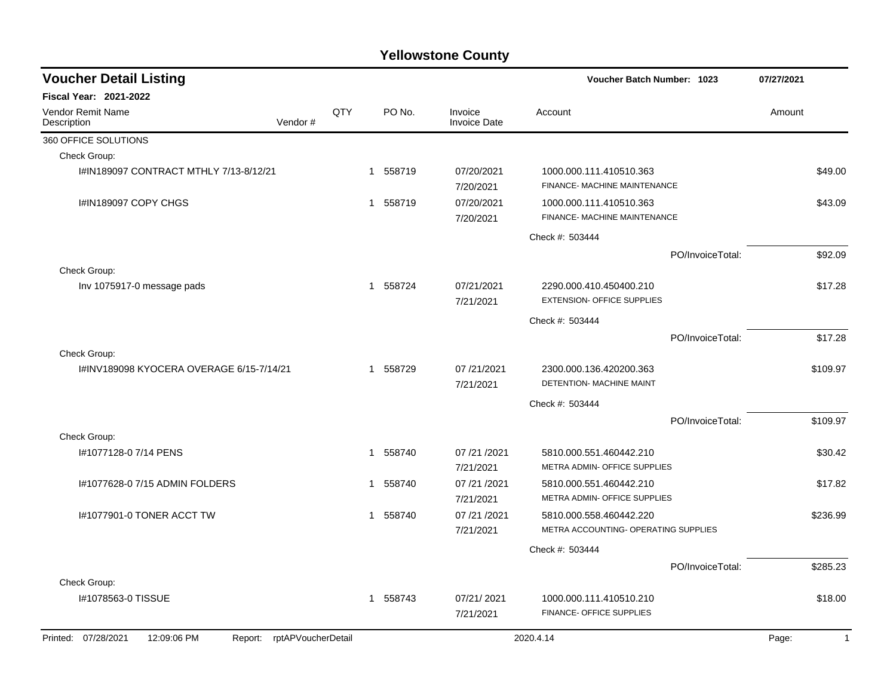# Yellowstone County

## Voucher Detail Listing

**Voucher Batch Number: 1023** — 07/27/2021

**Fiscal Year: 2021-2022**

| Vendor Remit Name / Description | Vendor # | QTY | PO No. | Invoice / Invoice Date | Account | Amount |
|---|---|---|---|---|---|---|
| 360 OFFICE SOLUTIONS | | | | | | |
| Check Group: | | | | | | |
| I#IN189097 CONTRACT MTHLY 7/13-8/12/21 | | 1 | 558719 | 07/20/2021<br>7/20/2021 | 1000.000.111.410510.363<br>FINANCE- MACHINE MAINTENANCE | $49.00 |
| I#IN189097 COPY CHGS | | 1 | 558719 | 07/20/2021<br>7/20/2021 | 1000.000.111.410510.363<br>FINANCE- MACHINE MAINTENANCE | $43.09 |
| | | | | | Check #: 503444 | |
| | | | | | PO/InvoiceTotal: | $92.09 |
| Check Group: | | | | | | |
| Inv 1075917-0 message pads | | 1 | 558724 | 07/21/2021<br>7/21/2021 | 2290.000.410.450400.210<br>EXTENSION- OFFICE SUPPLIES | $17.28 |
| | | | | | Check #: 503444 | |
| | | | | | PO/InvoiceTotal: | $17.28 |
| Check Group: | | | | | | |
| I#INV189098 KYOCERA OVERAGE 6/15-7/14/21 | | 1 | 558729 | 07 /21/2021<br>7/21/2021 | 2300.000.136.420200.363<br>DETENTION- MACHINE MAINT | $109.97 |
| | | | | | Check #: 503444 | |
| | | | | | PO/InvoiceTotal: | $109.97 |
| Check Group: | | | | | | |
| I#1077128-0 7/14 PENS | | 1 | 558740 | 07 /21 /2021<br>7/21/2021 | 5810.000.551.460442.210<br>METRA ADMIN- OFFICE SUPPLIES | $30.42 |
| I#1077628-0 7/15 ADMIN FOLDERS | | 1 | 558740 | 07 /21 /2021<br>7/21/2021 | 5810.000.551.460442.210<br>METRA ADMIN- OFFICE SUPPLIES | $17.82 |
| I#1077901-0 TONER ACCT TW | | 1 | 558740 | 07 /21 /2021<br>7/21/2021 | 5810.000.558.460442.220<br>METRA ACCOUNTING- OPERATING SUPPLIES | $236.99 |
| | | | | | Check #: 503444 | |
| | | | | | PO/InvoiceTotal: | $285.23 |
| Check Group: | | | | | | |
| I#1078563-0 TISSUE | | 1 | 558743 | 07/21/ 2021<br>7/21/2021 | 1000.000.111.410510.210<br>FINANCE- OFFICE SUPPLIES | $18.00 |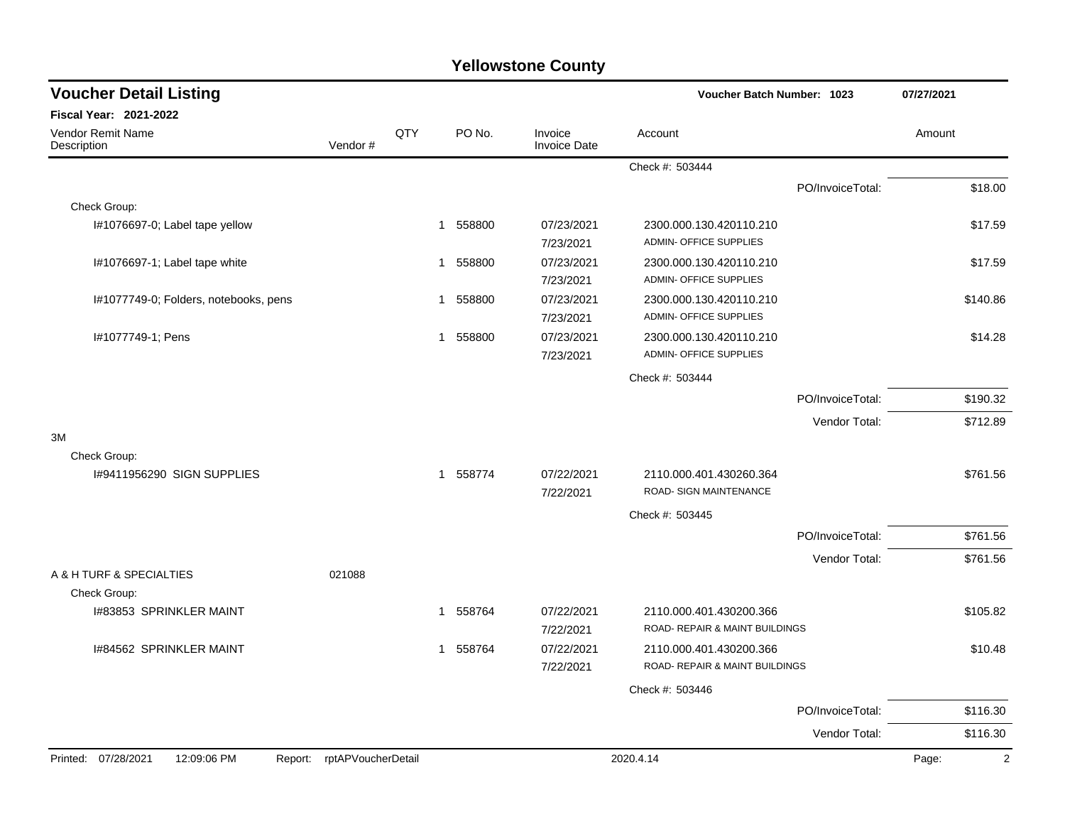# Yellowstone County

## Voucher Detail Listing

**Voucher Batch Number: 1023** — 07/27/2021

**Fiscal Year: 2021-2022**

| Vendor Remit Name / Description | Vendor # | QTY | PO No. | Invoice / Invoice Date | Account | Amount |
|---|---|---|---|---|---|---|
| | | | | | Check #: 503444 | |
| | | | | | PO/InvoiceTotal: | $18.00 |
| Check Group: | | | | | | |
| I#1076697-0; Label tape yellow | | 1 | 558800 | 07/23/2021 7/23/2021 | 2300.000.130.420110.210 ADMIN- OFFICE SUPPLIES | $17.59 |
| I#1076697-1; Label tape white | | 1 | 558800 | 07/23/2021 7/23/2021 | 2300.000.130.420110.210 ADMIN- OFFICE SUPPLIES | $17.59 |
| I#1077749-0; Folders, notebooks, pens | | 1 | 558800 | 07/23/2021 7/23/2021 | 2300.000.130.420110.210 ADMIN- OFFICE SUPPLIES | $140.86 |
| I#1077749-1; Pens | | 1 | 558800 | 07/23/2021 7/23/2021 | 2300.000.130.420110.210 ADMIN- OFFICE SUPPLIES | $14.28 |
| | | | | | Check #: 503444 | |
| | | | | | PO/InvoiceTotal: | $190.32 |
| | | | | | Vendor Total: | $712.89 |
| 3M | | | | | | |
| Check Group: | | | | | | |
| I#9411956290 SIGN SUPPLIES | | 1 | 558774 | 07/22/2021 7/22/2021 | 2110.000.401.430260.364 ROAD- SIGN MAINTENANCE | $761.56 |
| | | | | | Check #: 503445 | |
| | | | | | PO/InvoiceTotal: | $761.56 |
| | | | | | Vendor Total: | $761.56 |
| A & H TURF & SPECIALTIES | 021088 | | | | | |
| Check Group: | | | | | | |
| I#83853 SPRINKLER MAINT | | 1 | 558764 | 07/22/2021 7/22/2021 | 2110.000.401.430200.366 ROAD- REPAIR & MAINT BUILDINGS | $105.82 |
| I#84562 SPRINKLER MAINT | | 1 | 558764 | 07/22/2021 7/22/2021 | 2110.000.401.430200.366 ROAD- REPAIR & MAINT BUILDINGS | $10.48 |
| | | | | | Check #: 503446 | |
| | | | | | PO/InvoiceTotal: | $116.30 |
| | | | | | Vendor Total: | $116.30 |

Printed: 07/28/2021 12:09:06 PM Report: rptAPVoucherDetail 2020.4.14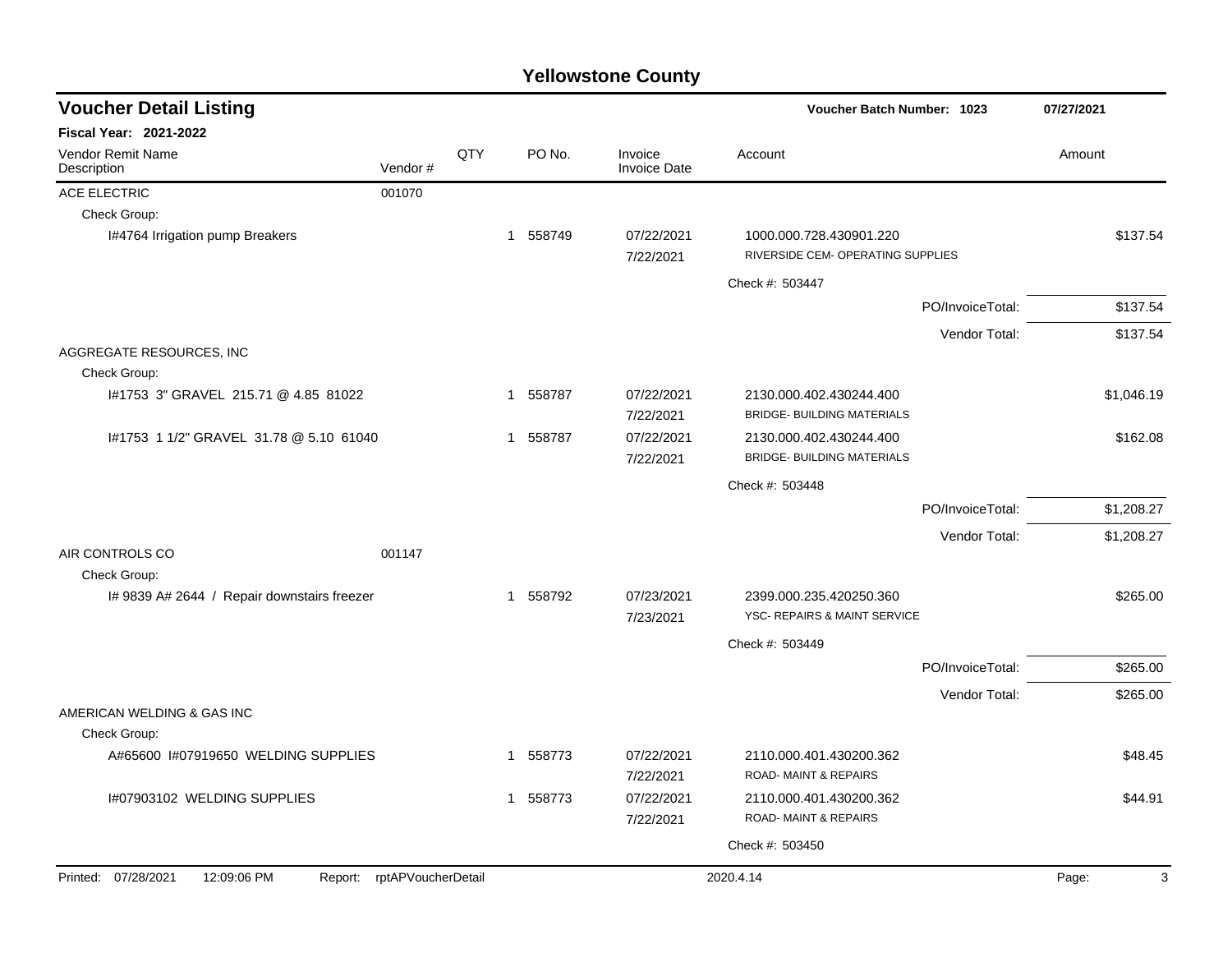# Yellowstone County

## Voucher Detail Listing

**Voucher Batch Number: 1023** 07/27/2021

**Fiscal Year: 2021-2022**

| Vendor Remit Name / Description | Vendor # | QTY | PO No. | Invoice / Invoice Date | Account | Amount |
|---|---|---|---|---|---|---|
| ACE ELECTRIC | 001070 | | | | | |
| Check Group: | | | | | | |
| I#4764 Irrigation pump Breakers | | 1 | 558749 | 07/22/2021 / 7/22/2021 | 1000.000.728.430901.220 RIVERSIDE CEM- OPERATING SUPPLIES | $137.54 |
| | | | | | Check #: 503447 | |
| | | | | | PO/InvoiceTotal: | $137.54 |
| | | | | | Vendor Total: | $137.54 |
| AGGREGATE RESOURCES, INC | | | | | | |
| Check Group: | | | | | | |
| I#1753 3" GRAVEL 215.71 @ 4.85 81022 | | 1 | 558787 | 07/22/2021 / 7/22/2021 | 2130.000.402.430244.400 BRIDGE- BUILDING MATERIALS | $1,046.19 |
| I#1753 1 1/2" GRAVEL 31.78 @ 5.10 61040 | | 1 | 558787 | 07/22/2021 / 7/22/2021 | 2130.000.402.430244.400 BRIDGE- BUILDING MATERIALS | $162.08 |
| | | | | | Check #: 503448 | |
| | | | | | PO/InvoiceTotal: | $1,208.27 |
| | | | | | Vendor Total: | $1,208.27 |
| AIR CONTROLS CO | 001147 | | | | | |
| Check Group: | | | | | | |
| I# 9839 A# 2644 / Repair downstairs freezer | | 1 | 558792 | 07/23/2021 / 7/23/2021 | 2399.000.235.420250.360 YSC- REPAIRS & MAINT SERVICE | $265.00 |
| | | | | | Check #: 503449 | |
| | | | | | PO/InvoiceTotal: | $265.00 |
| | | | | | Vendor Total: | $265.00 |
| AMERICAN WELDING & GAS INC | | | | | | |
| Check Group: | | | | | | |
| A#65600 I#07919650 WELDING SUPPLIES | | 1 | 558773 | 07/22/2021 / 7/22/2021 | 2110.000.401.430200.362 ROAD- MAINT & REPAIRS | $48.45 |
| I#07903102 WELDING SUPPLIES | | 1 | 558773 | 07/22/2021 / 7/22/2021 | 2110.000.401.430200.362 ROAD- MAINT & REPAIRS | $44.91 |
| | | | | | Check #: 503450 | |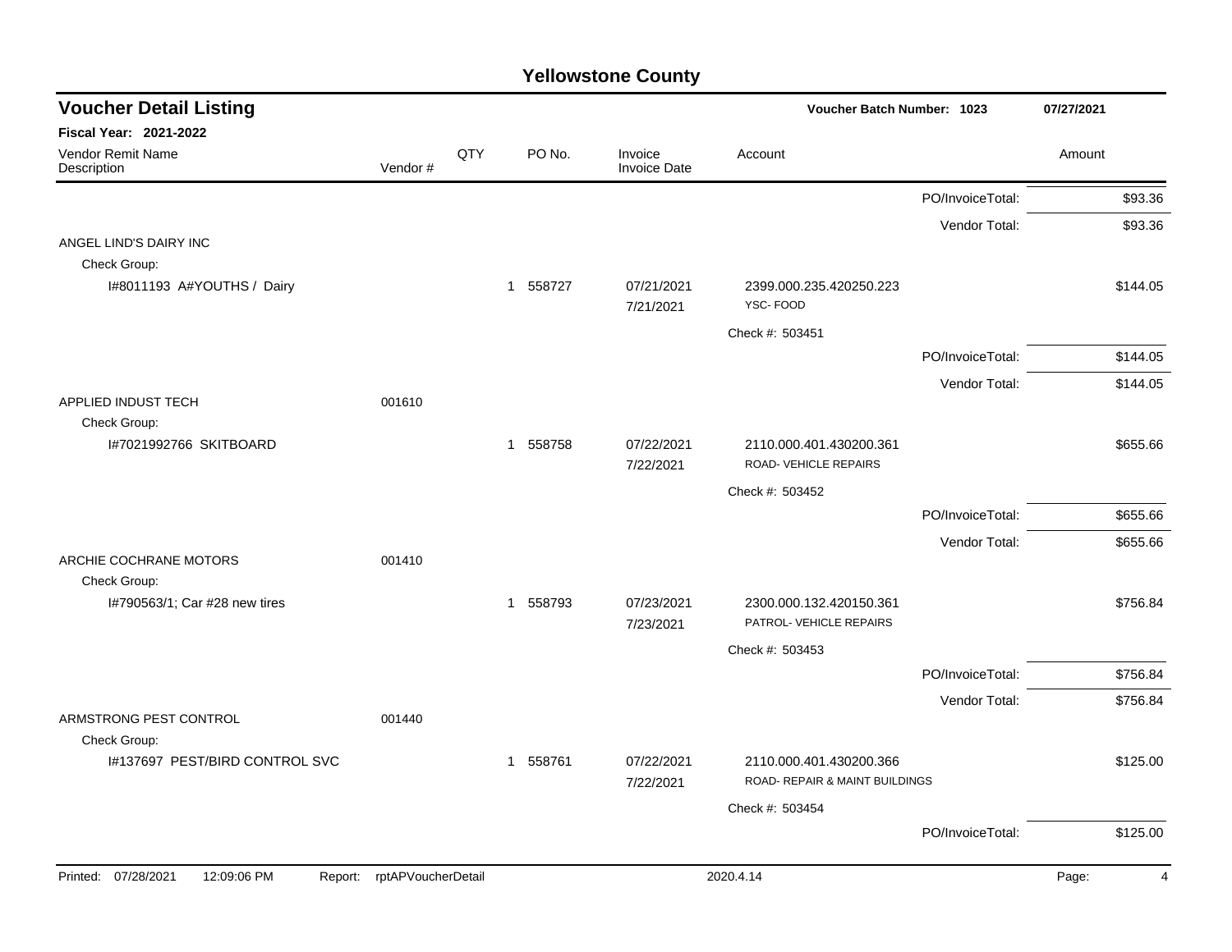# Yellowstone County

## Voucher Detail Listing

**Voucher Batch Number: 1023** — 07/27/2021

**Fiscal Year: 2021-2022**

| Vendor Remit Name / Description | Vendor # | QTY | PO No. | Invoice / Invoice Date | Account | | Amount |
|---|---|---|---|---|---|---|---|
| | | | | | | PO/InvoiceTotal: | $93.36 |
| | | | | | | Vendor Total: | $93.36 |
| ANGEL LIND'S DAIRY INC | | | | | | | |
| Check Group: | | | | | | | |
| I#8011193 A#YOUTHS / Dairy | | 1 | 558727 | 07/21/2021 7/21/2021 | 2399.000.235.420250.223 YSC- FOOD | | $144.05 |
| | | | | | Check #: 503451 | | |
| | | | | | | PO/InvoiceTotal: | $144.05 |
| | | | | | | Vendor Total: | $144.05 |
| APPLIED INDUST TECH | 001610 | | | | | | |
| Check Group: | | | | | | | |
| I#7021992766 SKITBOARD | | 1 | 558758 | 07/22/2021 7/22/2021 | 2110.000.401.430200.361 ROAD- VEHICLE REPAIRS | | $655.66 |
| | | | | | Check #: 503452 | | |
| | | | | | | PO/InvoiceTotal: | $655.66 |
| | | | | | | Vendor Total: | $655.66 |
| ARCHIE COCHRANE MOTORS | 001410 | | | | | | |
| Check Group: | | | | | | | |
| I#790563/1; Car #28 new tires | | 1 | 558793 | 07/23/2021 7/23/2021 | 2300.000.132.420150.361 PATROL- VEHICLE REPAIRS | | $756.84 |
| | | | | | Check #: 503453 | | |
| | | | | | | PO/InvoiceTotal: | $756.84 |
| | | | | | | Vendor Total: | $756.84 |
| ARMSTRONG PEST CONTROL | 001440 | | | | | | |
| Check Group: | | | | | | | |
| I#137697 PEST/BIRD CONTROL SVC | | 1 | 558761 | 07/22/2021 7/22/2021 | 2110.000.401.430200.366 ROAD- REPAIR & MAINT BUILDINGS | | $125.00 |
| | | | | | Check #: 503454 | | |
| | | | | | | PO/InvoiceTotal: | $125.00 |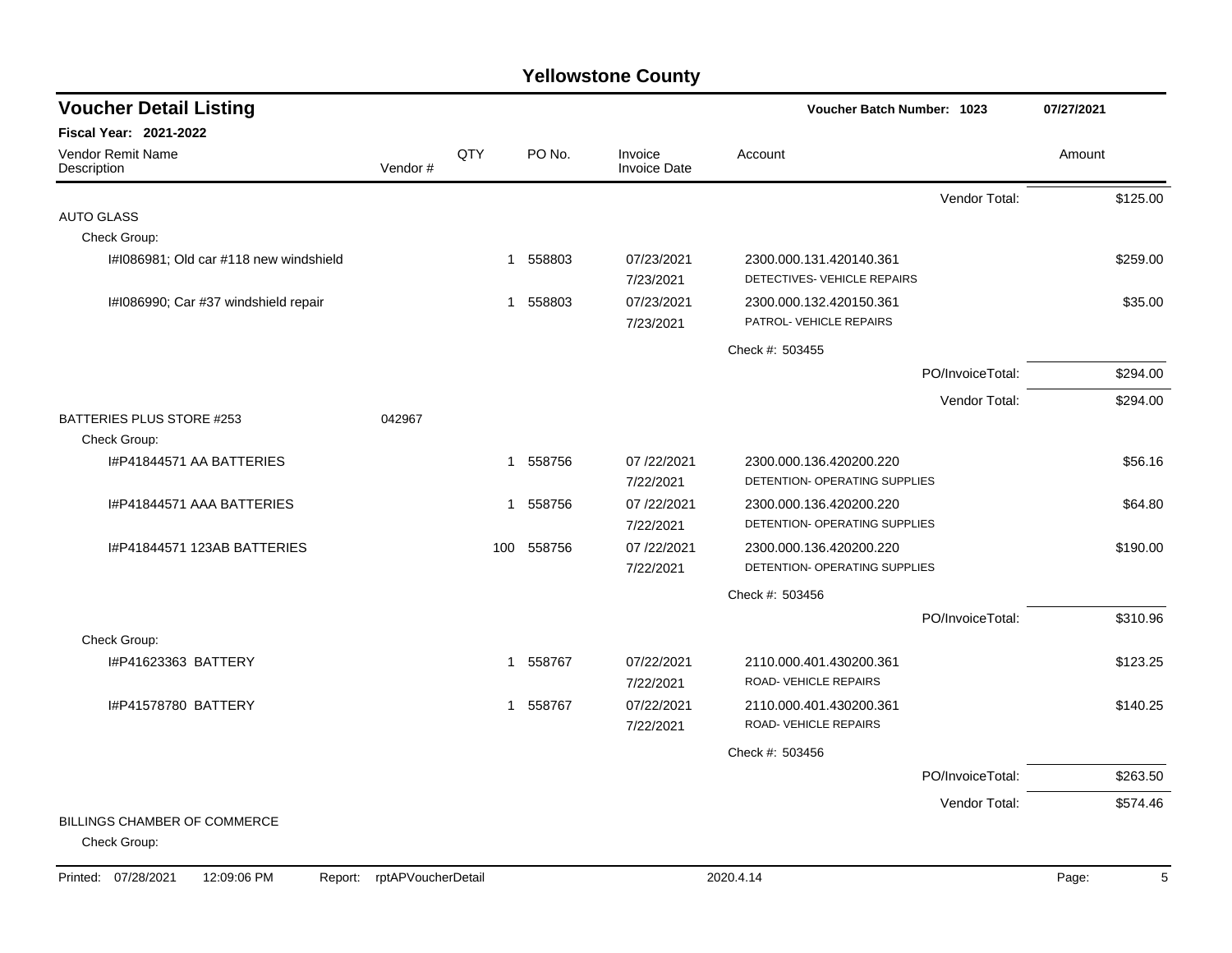# Yellowstone County

## Voucher Detail Listing

**Voucher Batch Number: 1023** — 07/27/2021

**Fiscal Year: 2021-2022**

| Vendor Remit Name / Description | Vendor # | QTY | PO No. | Invoice / Invoice Date | Account | Amount |
|---|---|---|---|---|---|---|
| | | | | | Vendor Total: | $125.00 |
| AUTO GLASS | | | | | | |
| Check Group: | | | | | | |
| I#I086981; Old car #118 new windshield | | 1 | 558803 | 07/23/2021<br>7/23/2021 | 2300.000.131.420140.361<br>DETECTIVES- VEHICLE REPAIRS | $259.00 |
| I#I086990; Car #37 windshield repair | | 1 | 558803 | 07/23/2021<br>7/23/2021 | 2300.000.132.420150.361<br>PATROL- VEHICLE REPAIRS | $35.00 |
| | | | | | Check #: 503455 | |
| | | | | | PO/InvoiceTotal: | $294.00 |
| | | | | | Vendor Total: | $294.00 |
| BATTERIES PLUS STORE #253 | 042967 | | | | | |
| Check Group: | | | | | | |
| I#P41844571 AA BATTERIES | | 1 | 558756 | 07 /22/2021<br>7/22/2021 | 2300.000.136.420200.220<br>DETENTION- OPERATING SUPPLIES | $56.16 |
| I#P41844571 AAA BATTERIES | | 1 | 558756 | 07 /22/2021<br>7/22/2021 | 2300.000.136.420200.220<br>DETENTION- OPERATING SUPPLIES | $64.80 |
| I#P41844571 123AB BATTERIES | | 100 | 558756 | 07 /22/2021<br>7/22/2021 | 2300.000.136.420200.220<br>DETENTION- OPERATING SUPPLIES | $190.00 |
| | | | | | Check #: 503456 | |
| | | | | | PO/InvoiceTotal: | $310.96 |
| Check Group: | | | | | | |
| I#P41623363 BATTERY | | 1 | 558767 | 07/22/2021<br>7/22/2021 | 2110.000.401.430200.361<br>ROAD- VEHICLE REPAIRS | $123.25 |
| I#P41578780 BATTERY | | 1 | 558767 | 07/22/2021<br>7/22/2021 | 2110.000.401.430200.361<br>ROAD- VEHICLE REPAIRS | $140.25 |
| | | | | | Check #: 503456 | |
| | | | | | PO/InvoiceTotal: | $263.50 |
| | | | | | Vendor Total: | $574.46 |
| BILLINGS CHAMBER OF COMMERCE | | | | | | |
| Check Group: | | | | | | |

Printed: 07/28/2021 12:09:06 PM Report: rptAPVoucherDetail 2020.4.14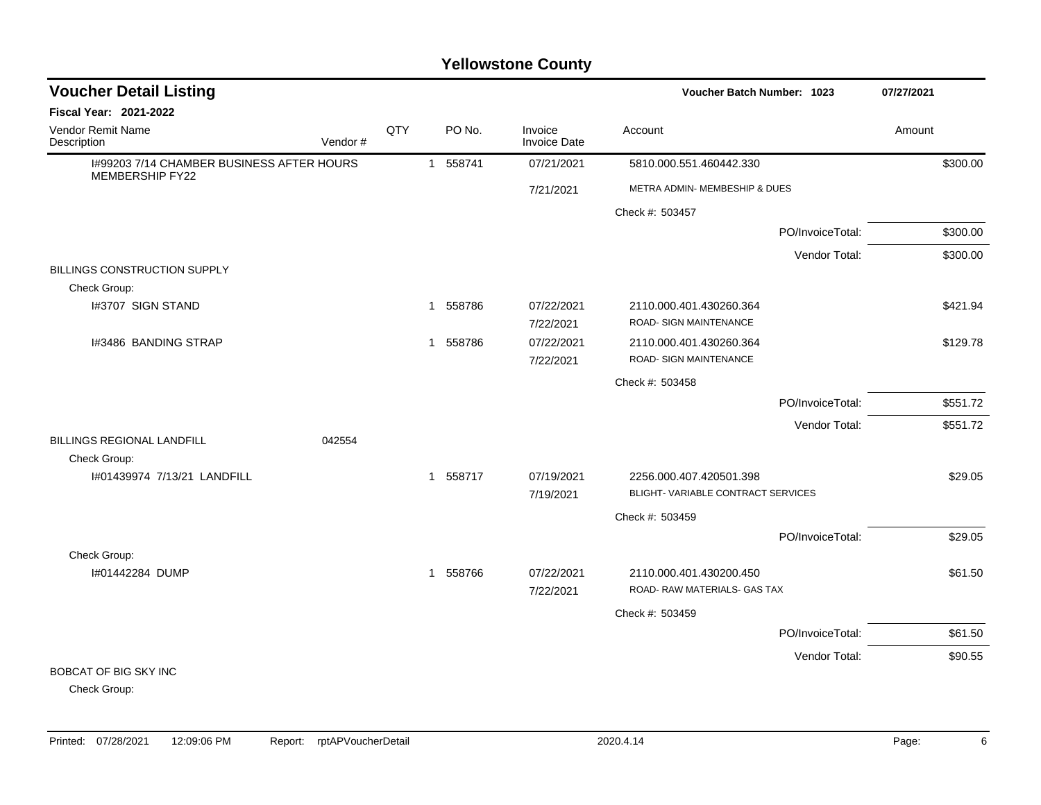# Yellowstone County

## Voucher Detail Listing

**Voucher Batch Number: 1023** 07/27/2021

**Fiscal Year: 2021-2022**

| Vendor Remit Name / Description | Vendor # | QTY | PO No. | Invoice / Invoice Date | Account | Amount |
|---|---|---|---|---|---|---|
| I#99203 7/14 CHAMBER BUSINESS AFTER HOURS MEMBERSHIP FY22 | | 1 | 558741 | 07/21/2021 | 5810.000.551.460442.330 | $300.00 |
| | | | | 7/21/2021 | METRA ADMIN- MEMBESHIP & DUES | |
| | | | | | Check #: 503457 | |
| | | | | | PO/InvoiceTotal: | $300.00 |
| | | | | | Vendor Total: | $300.00 |
| BILLINGS CONSTRUCTION SUPPLY | | | | | | |
| Check Group: | | | | | | |
| I#3707 SIGN STAND | | 1 | 558786 | 07/22/2021 | 2110.000.401.430260.364 | $421.94 |
| | | | | 7/22/2021 | ROAD- SIGN MAINTENANCE | |
| I#3486 BANDING STRAP | | 1 | 558786 | 07/22/2021 | 2110.000.401.430260.364 | $129.78 |
| | | | | 7/22/2021 | ROAD- SIGN MAINTENANCE | |
| | | | | | Check #: 503458 | |
| | | | | | PO/InvoiceTotal: | $551.72 |
| | | | | | Vendor Total: | $551.72 |
| BILLINGS REGIONAL LANDFILL | 042554 | | | | | |
| Check Group: | | | | | | |
| I#01439974 7/13/21 LANDFILL | | 1 | 558717 | 07/19/2021 | 2256.000.407.420501.398 | $29.05 |
| | | | | 7/19/2021 | BLIGHT- VARIABLE CONTRACT SERVICES | |
| | | | | | Check #: 503459 | |
| | | | | | PO/InvoiceTotal: | $29.05 |
| Check Group: | | | | | | |
| I#01442284 DUMP | | 1 | 558766 | 07/22/2021 | 2110.000.401.430200.450 | $61.50 |
| | | | | 7/22/2021 | ROAD- RAW MATERIALS- GAS TAX | |
| | | | | | Check #: 503459 | |
| | | | | | PO/InvoiceTotal: | $61.50 |
| | | | | | Vendor Total: | $90.55 |
| BOBCAT OF BIG SKY INC | | | | | | |
| Check Group: | | | | | | |

Printed: 07/28/2021 12:09:06 PM Report: rptAPVoucherDetail 2020.4.14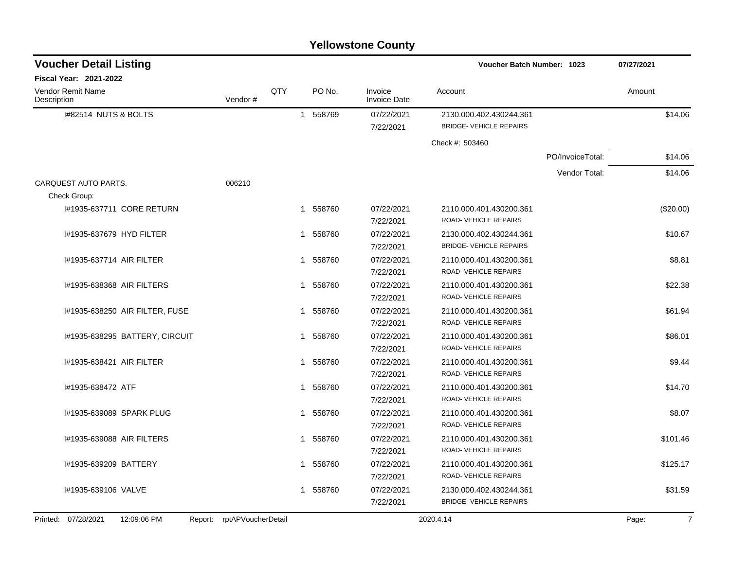## Yellowstone County

### Voucher Detail Listing

**Voucher Batch Number: 1023** — 07/27/2021

**Fiscal Year: 2021-2022**

| Vendor Remit Name / Description | Vendor # | QTY | PO No. | Invoice / Invoice Date | Account | Amount |
|---|---|---|---|---|---|---|
| I#82514 NUTS & BOLTS | | 1 | 558769 | 07/22/2021 / 7/22/2021 | 2130.000.402.430244.361 BRIDGE- VEHICLE REPAIRS | $14.06 |
| | | | | | Check #: 503460 | |
| | | | | | PO/InvoiceTotal: | $14.06 |
| | | | | | Vendor Total: | $14.06 |
| CARQUEST AUTO PARTS. | 006210 | | | | | |
| Check Group: | | | | | | |
| I#1935-637711 CORE RETURN | | 1 | 558760 | 07/22/2021 / 7/22/2021 | 2110.000.401.430200.361 ROAD- VEHICLE REPAIRS | ($20.00) |
| I#1935-637679 HYD FILTER | | 1 | 558760 | 07/22/2021 / 7/22/2021 | 2130.000.402.430244.361 BRIDGE- VEHICLE REPAIRS | $10.67 |
| I#1935-637714 AIR FILTER | | 1 | 558760 | 07/22/2021 / 7/22/2021 | 2110.000.401.430200.361 ROAD- VEHICLE REPAIRS | $8.81 |
| I#1935-638368 AIR FILTERS | | 1 | 558760 | 07/22/2021 / 7/22/2021 | 2110.000.401.430200.361 ROAD- VEHICLE REPAIRS | $22.38 |
| I#1935-638250 AIR FILTER, FUSE | | 1 | 558760 | 07/22/2021 / 7/22/2021 | 2110.000.401.430200.361 ROAD- VEHICLE REPAIRS | $61.94 |
| I#1935-638295 BATTERY, CIRCUIT | | 1 | 558760 | 07/22/2021 / 7/22/2021 | 2110.000.401.430200.361 ROAD- VEHICLE REPAIRS | $86.01 |
| I#1935-638421 AIR FILTER | | 1 | 558760 | 07/22/2021 / 7/22/2021 | 2110.000.401.430200.361 ROAD- VEHICLE REPAIRS | $9.44 |
| I#1935-638472 ATF | | 1 | 558760 | 07/22/2021 / 7/22/2021 | 2110.000.401.430200.361 ROAD- VEHICLE REPAIRS | $14.70 |
| I#1935-639089 SPARK PLUG | | 1 | 558760 | 07/22/2021 / 7/22/2021 | 2110.000.401.430200.361 ROAD- VEHICLE REPAIRS | $8.07 |
| I#1935-639088 AIR FILTERS | | 1 | 558760 | 07/22/2021 / 7/22/2021 | 2110.000.401.430200.361 ROAD- VEHICLE REPAIRS | $101.46 |
| I#1935-639209 BATTERY | | 1 | 558760 | 07/22/2021 / 7/22/2021 | 2110.000.401.430200.361 ROAD- VEHICLE REPAIRS | $125.17 |
| I#1935-639106 VALVE | | 1 | 558760 | 07/22/2021 / 7/22/2021 | 2130.000.402.430244.361 BRIDGE- VEHICLE REPAIRS | $31.59 |

Printed: 07/28/2021 12:09:06 PM Report: rptAPVoucherDetail 2020.4.14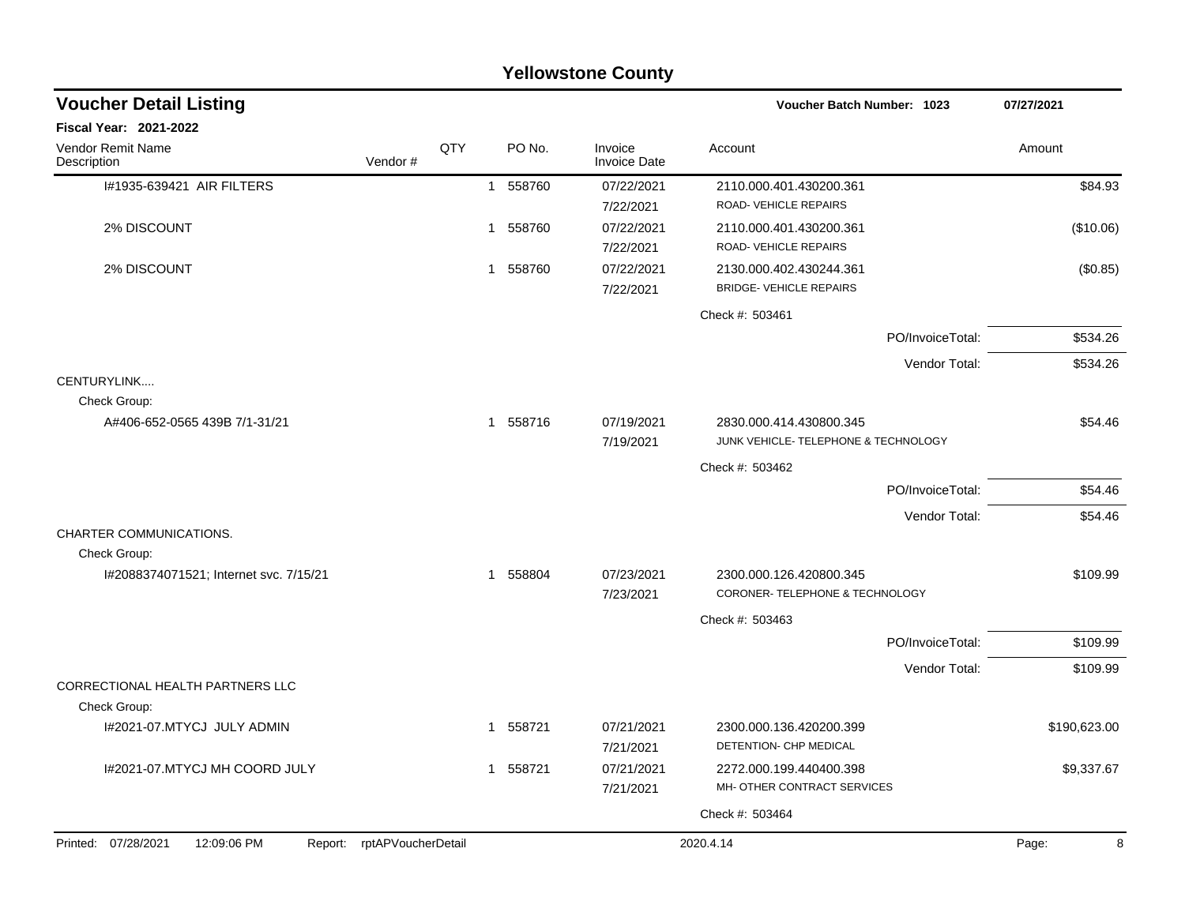# Yellowstone County

## Voucher Detail Listing

**Voucher Batch Number: 1023** — 07/27/2021

**Fiscal Year: 2021-2022**

| Vendor Remit Name / Description | Vendor # | QTY | PO No. | Invoice / Invoice Date | Account | Amount |
|---|---|---|---|---|---|---|
| I#1935-639421 AIR FILTERS | | 1 | 558760 | 07/22/2021 7/22/2021 | 2110.000.401.430200.361 ROAD- VEHICLE REPAIRS | $84.93 |
| 2% DISCOUNT | | 1 | 558760 | 07/22/2021 7/22/2021 | 2110.000.401.430200.361 ROAD- VEHICLE REPAIRS | ($10.06) |
| 2% DISCOUNT | | 1 | 558760 | 07/22/2021 7/22/2021 | 2130.000.402.430244.361 BRIDGE- VEHICLE REPAIRS | ($0.85) |
| | | | | | Check #: 503461 | |
| | | | | | PO/InvoiceTotal: | $534.26 |
| | | | | | Vendor Total: | $534.26 |
| CENTURYLINK.... | | | | | | |
| Check Group: | | | | | | |
| A#406-652-0565 439B 7/1-31/21 | | 1 | 558716 | 07/19/2021 7/19/2021 | 2830.000.414.430800.345 JUNK VEHICLE- TELEPHONE & TECHNOLOGY | $54.46 |
| | | | | | Check #: 503462 | |
| | | | | | PO/InvoiceTotal: | $54.46 |
| | | | | | Vendor Total: | $54.46 |
| CHARTER COMMUNICATIONS. | | | | | | |
| Check Group: | | | | | | |
| I#2088374071521; Internet svc. 7/15/21 | | 1 | 558804 | 07/23/2021 7/23/2021 | 2300.000.126.420800.345 CORONER- TELEPHONE & TECHNOLOGY | $109.99 |
| | | | | | Check #: 503463 | |
| | | | | | PO/InvoiceTotal: | $109.99 |
| | | | | | Vendor Total: | $109.99 |
| CORRECTIONAL HEALTH PARTNERS LLC | | | | | | |
| Check Group: | | | | | | |
| I#2021-07.MTYCJ JULY ADMIN | | 1 | 558721 | 07/21/2021 7/21/2021 | 2300.000.136.420200.399 DETENTION- CHP MEDICAL | $190,623.00 |
| I#2021-07.MTYCJ MH COORD JULY | | 1 | 558721 | 07/21/2021 7/21/2021 | 2272.000.199.440400.398 MH- OTHER CONTRACT SERVICES | $9,337.67 |
| | | | | | Check #: 503464 | |

Printed: 07/28/2021 12:09:06 PM Report: rptAPVoucherDetail 2020.4.14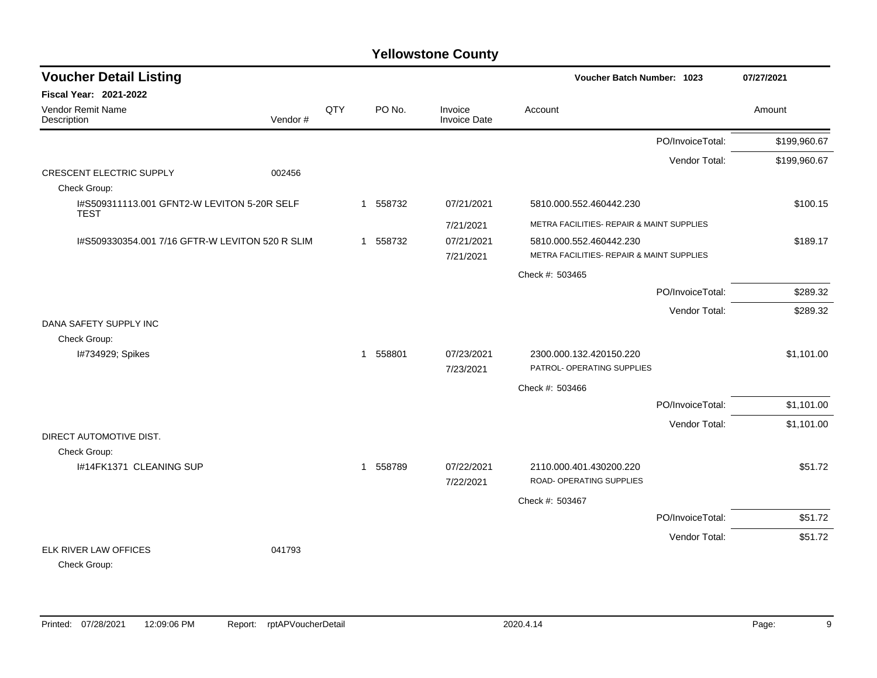# Yellowstone County

## Voucher Detail Listing

**Voucher Batch Number: 1023** | **07/27/2021**

**Fiscal Year: 2021-2022**

| Vendor Remit Name / Description | Vendor # | QTY | PO No. | Invoice / Invoice Date | Account | Amount |
|---|---|---|---|---|---|---|
| | | | | | PO/InvoiceTotal: | $199,960.67 |
| | | | | | Vendor Total: | $199,960.67 |
| CRESCENT ELECTRIC SUPPLY | 002456 | | | | | |
| Check Group: | | | | | | |
| I#S509311113.001 GFNT2-W LEVITON 5-20R SELF TEST | | 1 | 558732 | 07/21/2021<br>7/21/2021 | 5810.000.552.460442.230<br>METRA FACILITIES- REPAIR & MAINT SUPPLIES | $100.15 |
| I#S509330354.001 7/16 GFTR-W LEVITON 520 R SLIM | | 1 | 558732 | 07/21/2021<br>7/21/2021 | 5810.000.552.460442.230<br>METRA FACILITIES- REPAIR & MAINT SUPPLIES | $189.17 |
| | | | | | Check #: 503465 | |
| | | | | | PO/InvoiceTotal: | $289.32 |
| | | | | | Vendor Total: | $289.32 |
| DANA SAFETY SUPPLY INC | | | | | | |
| Check Group: | | | | | | |
| I#734929; Spikes | | 1 | 558801 | 07/23/2021<br>7/23/2021 | 2300.000.132.420150.220<br>PATROL- OPERATING SUPPLIES | $1,101.00 |
| | | | | | Check #: 503466 | |
| | | | | | PO/InvoiceTotal: | $1,101.00 |
| | | | | | Vendor Total: | $1,101.00 |
| DIRECT AUTOMOTIVE DIST. | | | | | | |
| Check Group: | | | | | | |
| I#14FK1371 CLEANING SUP | | 1 | 558789 | 07/22/2021<br>7/22/2021 | 2110.000.401.430200.220<br>ROAD- OPERATING SUPPLIES | $51.72 |
| | | | | | Check #: 503467 | |
| | | | | | PO/InvoiceTotal: | $51.72 |
| | | | | | Vendor Total: | $51.72 |
| ELK RIVER LAW OFFICES | 041793 | | | | | |
| Check Group: | | | | | | |

Printed: 07/28/2021 12:09:06 PM Report: rptAPVoucherDetail 2020.4.14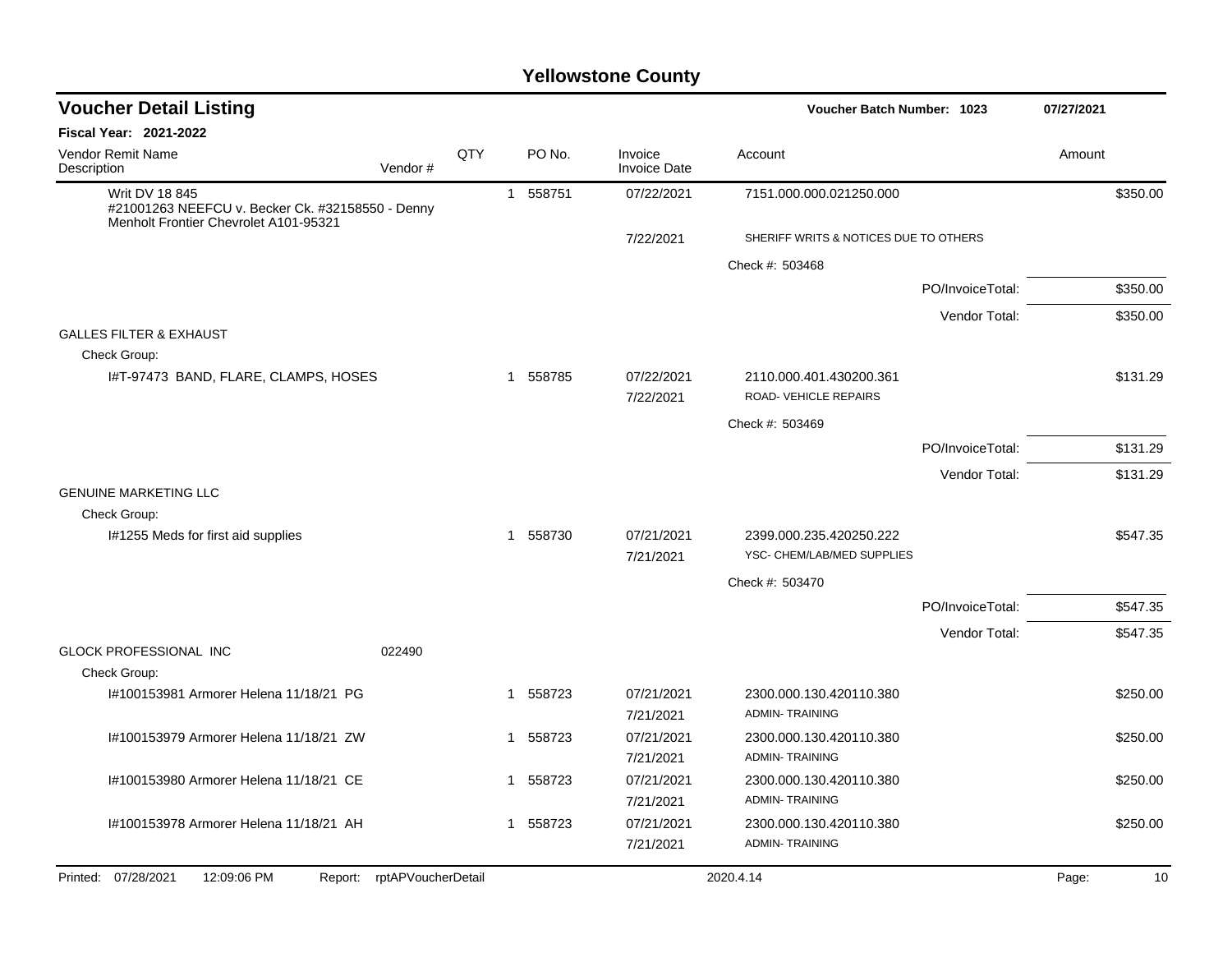# Yellowstone County

## Voucher Detail Listing

**Voucher Batch Number: 1023** 07/27/2021

**Fiscal Year: 2021-2022**

| Vendor Remit Name / Description | Vendor # | QTY | PO No. | Invoice / Invoice Date | Account | Amount |
|---|---|---|---|---|---|---|
| Writ DV 18 845 #21001263 NEEFCU v. Becker Ck. #32158550 - Denny Menholt Frontier Chevrolet A101-95321 | | 1 | 558751 | 07/22/2021 | 7151.000.000.021250.000 | $350.00 |
| | | | | 7/22/2021 | SHERIFF WRITS & NOTICES DUE TO OTHERS | |
| | | | | | Check #: 503468 | |
| | | | | | PO/InvoiceTotal: | $350.00 |
| | | | | | Vendor Total: | $350.00 |
| GALLES FILTER & EXHAUST | | | | | | |
| Check Group: | | | | | | |
| I#T-97473 BAND, FLARE, CLAMPS, HOSES | | 1 | 558785 | 07/22/2021 | 2110.000.401.430200.361 | $131.29 |
| | | | | 7/22/2021 | ROAD- VEHICLE REPAIRS | |
| | | | | | Check #: 503469 | |
| | | | | | PO/InvoiceTotal: | $131.29 |
| | | | | | Vendor Total: | $131.29 |
| GENUINE MARKETING LLC | | | | | | |
| Check Group: | | | | | | |
| I#1255 Meds for first aid supplies | | 1 | 558730 | 07/21/2021 | 2399.000.235.420250.222 | $547.35 |
| | | | | 7/21/2021 | YSC- CHEM/LAB/MED SUPPLIES | |
| | | | | | Check #: 503470 | |
| | | | | | PO/InvoiceTotal: | $547.35 |
| | | | | | Vendor Total: | $547.35 |
| GLOCK PROFESSIONAL INC | 022490 | | | | | |
| Check Group: | | | | | | |
| I#100153981 Armorer Helena 11/18/21 PG | | 1 | 558723 | 07/21/2021 | 2300.000.130.420110.380 | $250.00 |
| | | | | 7/21/2021 | ADMIN- TRAINING | |
| I#100153979 Armorer Helena 11/18/21 ZW | | 1 | 558723 | 07/21/2021 | 2300.000.130.420110.380 | $250.00 |
| | | | | 7/21/2021 | ADMIN- TRAINING | |
| I#100153980 Armorer Helena 11/18/21 CE | | 1 | 558723 | 07/21/2021 | 2300.000.130.420110.380 | $250.00 |
| | | | | 7/21/2021 | ADMIN- TRAINING | |
| I#100153978 Armorer Helena 11/18/21 AH | | 1 | 558723 | 07/21/2021 | 2300.000.130.420110.380 | $250.00 |
| | | | | 7/21/2021 | ADMIN- TRAINING | |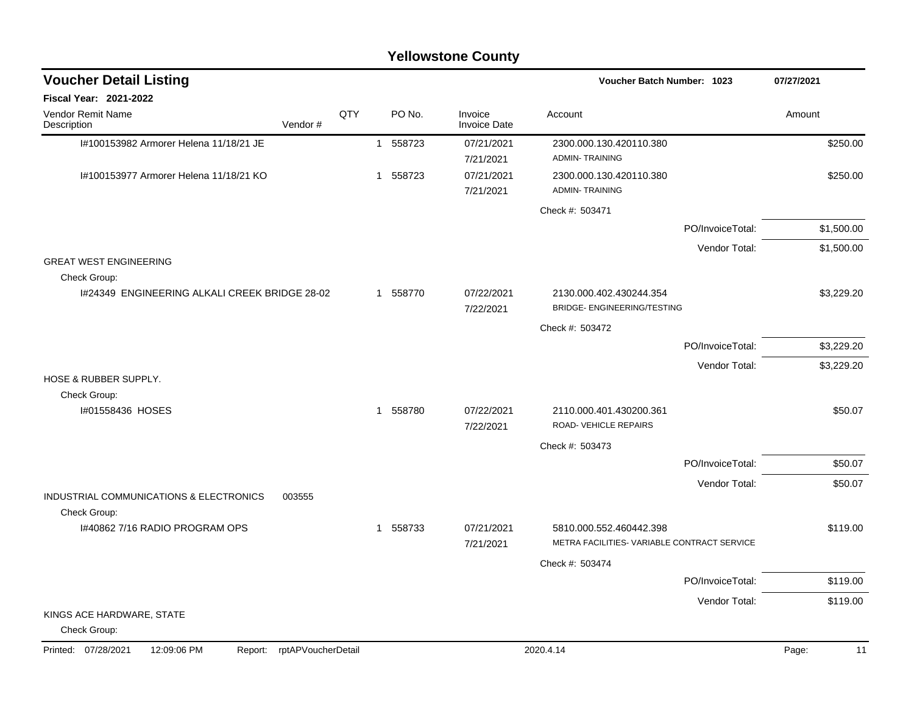# Yellowstone County

## Voucher Detail Listing

**Voucher Batch Number: 1023** 07/27/2021

**Fiscal Year: 2021-2022**

| Vendor Remit Name / Description | Vendor # | QTY | PO No. | Invoice / Invoice Date | Account | Amount |
|---|---|---|---|---|---|---|
| I#100153982 Armorer Helena 11/18/21 JE | | 1 | 558723 | 07/21/2021 7/21/2021 | 2300.000.130.420110.380 ADMIN- TRAINING | $250.00 |
| I#100153977 Armorer Helena 11/18/21 KO | | 1 | 558723 | 07/21/2021 7/21/2021 | 2300.000.130.420110.380 ADMIN- TRAINING | $250.00 |
| | | | | | Check #: 503471 | |
| | | | | | PO/InvoiceTotal: | $1,500.00 |
| | | | | | Vendor Total: | $1,500.00 |
| GREAT WEST ENGINEERING | | | | | | |
| Check Group: | | | | | | |
| I#24349 ENGINEERING ALKALI CREEK BRIDGE 28-02 | | 1 | 558770 | 07/22/2021 7/22/2021 | 2130.000.402.430244.354 BRIDGE- ENGINEERING/TESTING | $3,229.20 |
| | | | | | Check #: 503472 | |
| | | | | | PO/InvoiceTotal: | $3,229.20 |
| | | | | | Vendor Total: | $3,229.20 |
| HOSE & RUBBER SUPPLY. | | | | | | |
| Check Group: | | | | | | |
| I#01558436 HOSES | | 1 | 558780 | 07/22/2021 7/22/2021 | 2110.000.401.430200.361 ROAD- VEHICLE REPAIRS | $50.07 |
| | | | | | Check #: 503473 | |
| | | | | | PO/InvoiceTotal: | $50.07 |
| | | | | | Vendor Total: | $50.07 |
| INDUSTRIAL COMMUNICATIONS & ELECTRONICS | 003555 | | | | | |
| Check Group: | | | | | | |
| I#40862 7/16 RADIO PROGRAM OPS | | 1 | 558733 | 07/21/2021 7/21/2021 | 5810.000.552.460442.398 METRA FACILITIES- VARIABLE CONTRACT SERVICE | $119.00 |
| | | | | | Check #: 503474 | |
| | | | | | PO/InvoiceTotal: | $119.00 |
| | | | | | Vendor Total: | $119.00 |
| KINGS ACE HARDWARE, STATE | | | | | | |
| Check Group: | | | | | | |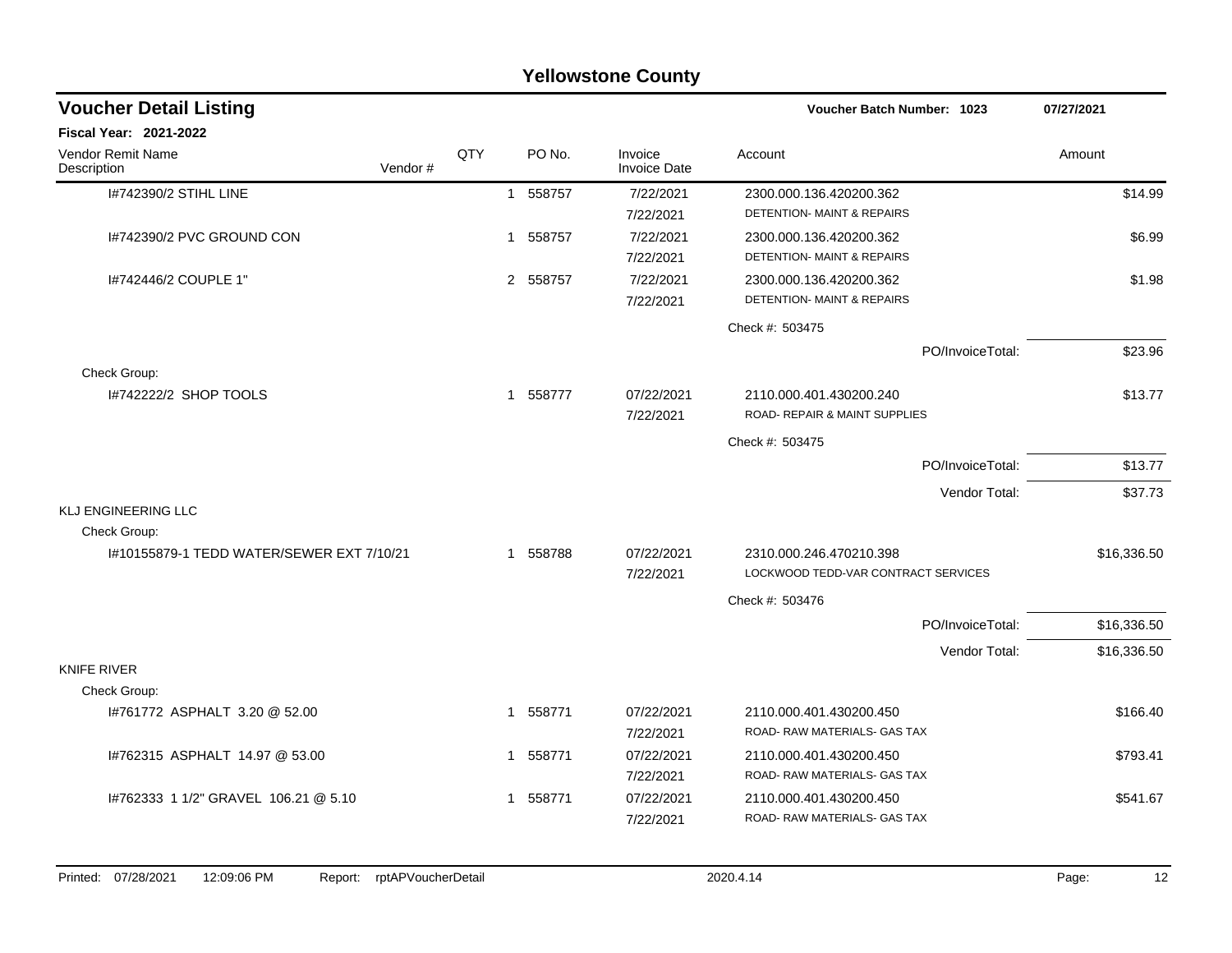# Yellowstone County

## Voucher Detail Listing

**Voucher Batch Number: 1023** 07/27/2021

**Fiscal Year: 2021-2022**

| Vendor Remit Name / Description | Vendor # | QTY | PO No. | Invoice / Invoice Date | Account | Amount |
|---|---|---|---|---|---|---|
| I#742390/2 STIHL LINE | | 1 | 558757 | 7/22/2021 / 7/22/2021 | 2300.000.136.420200.362 DETENTION- MAINT & REPAIRS | $14.99 |
| I#742390/2 PVC GROUND CON | | 1 | 558757 | 7/22/2021 / 7/22/2021 | 2300.000.136.420200.362 DETENTION- MAINT & REPAIRS | $6.99 |
| I#742446/2 COUPLE 1" | | 2 | 558757 | 7/22/2021 / 7/22/2021 | 2300.000.136.420200.362 DETENTION- MAINT & REPAIRS | $1.98 |
| | | | | | Check #: 503475 | |
| | | | | | PO/InvoiceTotal: | $23.96 |
| Check Group: | | | | | | |
| I#742222/2 SHOP TOOLS | | 1 | 558777 | 07/22/2021 / 7/22/2021 | 2110.000.401.430200.240 ROAD- REPAIR & MAINT SUPPLIES | $13.77 |
| | | | | | Check #: 503475 | |
| | | | | | PO/InvoiceTotal: | $13.77 |
| | | | | | Vendor Total: | $37.73 |
| **KLJ ENGINEERING LLC** | | | | | | |
| Check Group: | | | | | | |
| I#10155879-1 TEDD WATER/SEWER EXT 7/10/21 | | 1 | 558788 | 07/22/2021 / 7/22/2021 | 2310.000.246.470210.398 LOCKWOOD TEDD-VAR CONTRACT SERVICES | $16,336.50 |
| | | | | | Check #: 503476 | |
| | | | | | PO/InvoiceTotal: | $16,336.50 |
| | | | | | Vendor Total: | $16,336.50 |
| **KNIFE RIVER** | | | | | | |
| Check Group: | | | | | | |
| I#761772 ASPHALT 3.20 @ 52.00 | | 1 | 558771 | 07/22/2021 / 7/22/2021 | 2110.000.401.430200.450 ROAD- RAW MATERIALS- GAS TAX | $166.40 |
| I#762315 ASPHALT 14.97 @ 53.00 | | 1 | 558771 | 07/22/2021 / 7/22/2021 | 2110.000.401.430200.450 ROAD- RAW MATERIALS- GAS TAX | $793.41 |
| I#762333 1 1/2" GRAVEL 106.21 @ 5.10 | | 1 | 558771 | 07/22/2021 / 7/22/2021 | 2110.000.401.430200.450 ROAD- RAW MATERIALS- GAS TAX | $541.67 |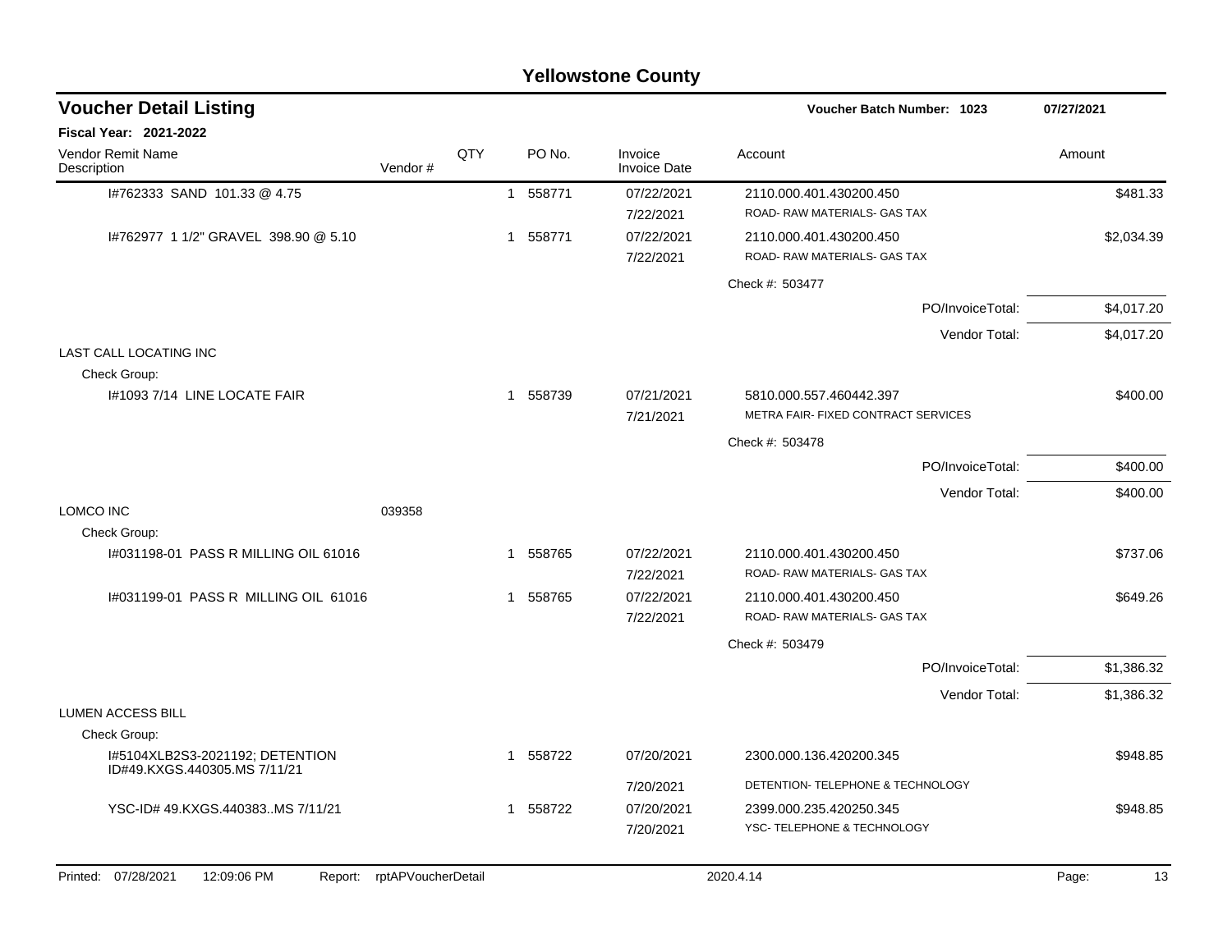# Yellowstone County

## Voucher Detail Listing

**Voucher Batch Number: 1023** 07/27/2021

**Fiscal Year: 2021-2022**

| Vendor Remit Name / Description | Vendor # | QTY | PO No. | Invoice / Invoice Date | Account | Amount |
|---|---|---|---|---|---|---|
| I#762333 SAND 101.33 @ 4.75 | | 1 | 558771 | 07/22/2021 / 7/22/2021 | 2110.000.401.430200.450 ROAD- RAW MATERIALS- GAS TAX | $481.33 |
| I#762977 1 1/2" GRAVEL 398.90 @ 5.10 | | 1 | 558771 | 07/22/2021 / 7/22/2021 | 2110.000.401.430200.450 ROAD- RAW MATERIALS- GAS TAX | $2,034.39 |
| | | | | | Check #: 503477 | |
| | | | | | PO/InvoiceTotal: | $4,017.20 |
| | | | | | Vendor Total: | $4,017.20 |
| LAST CALL LOCATING INC | | | | | | |
| Check Group: | | | | | | |
| I#1093 7/14 LINE LOCATE FAIR | | 1 | 558739 | 07/21/2021 / 7/21/2021 | 5810.000.557.460442.397 METRA FAIR- FIXED CONTRACT SERVICES | $400.00 |
| | | | | | Check #: 503478 | |
| | | | | | PO/InvoiceTotal: | $400.00 |
| | | | | | Vendor Total: | $400.00 |
| LOMCO INC | 039358 | | | | | |
| Check Group: | | | | | | |
| I#031198-01 PASS R MILLING OIL 61016 | | 1 | 558765 | 07/22/2021 / 7/22/2021 | 2110.000.401.430200.450 ROAD- RAW MATERIALS- GAS TAX | $737.06 |
| I#031199-01 PASS R MILLING OIL 61016 | | 1 | 558765 | 07/22/2021 / 7/22/2021 | 2110.000.401.430200.450 ROAD- RAW MATERIALS- GAS TAX | $649.26 |
| | | | | | Check #: 503479 | |
| | | | | | PO/InvoiceTotal: | $1,386.32 |
| | | | | | Vendor Total: | $1,386.32 |
| LUMEN ACCESS BILL | | | | | | |
| Check Group: | | | | | | |
| I#5104XLB2S3-2021192; DETENTION ID#49.KXGS.440305.MS 7/11/21 | | 1 | 558722 | 07/20/2021 / 7/20/2021 | 2300.000.136.420200.345 DETENTION- TELEPHONE & TECHNOLOGY | $948.85 |
| YSC-ID# 49.KXGS.440383..MS 7/11/21 | | 1 | 558722 | 07/20/2021 / 7/20/2021 | 2399.000.235.420250.345 YSC- TELEPHONE & TECHNOLOGY | $948.85 |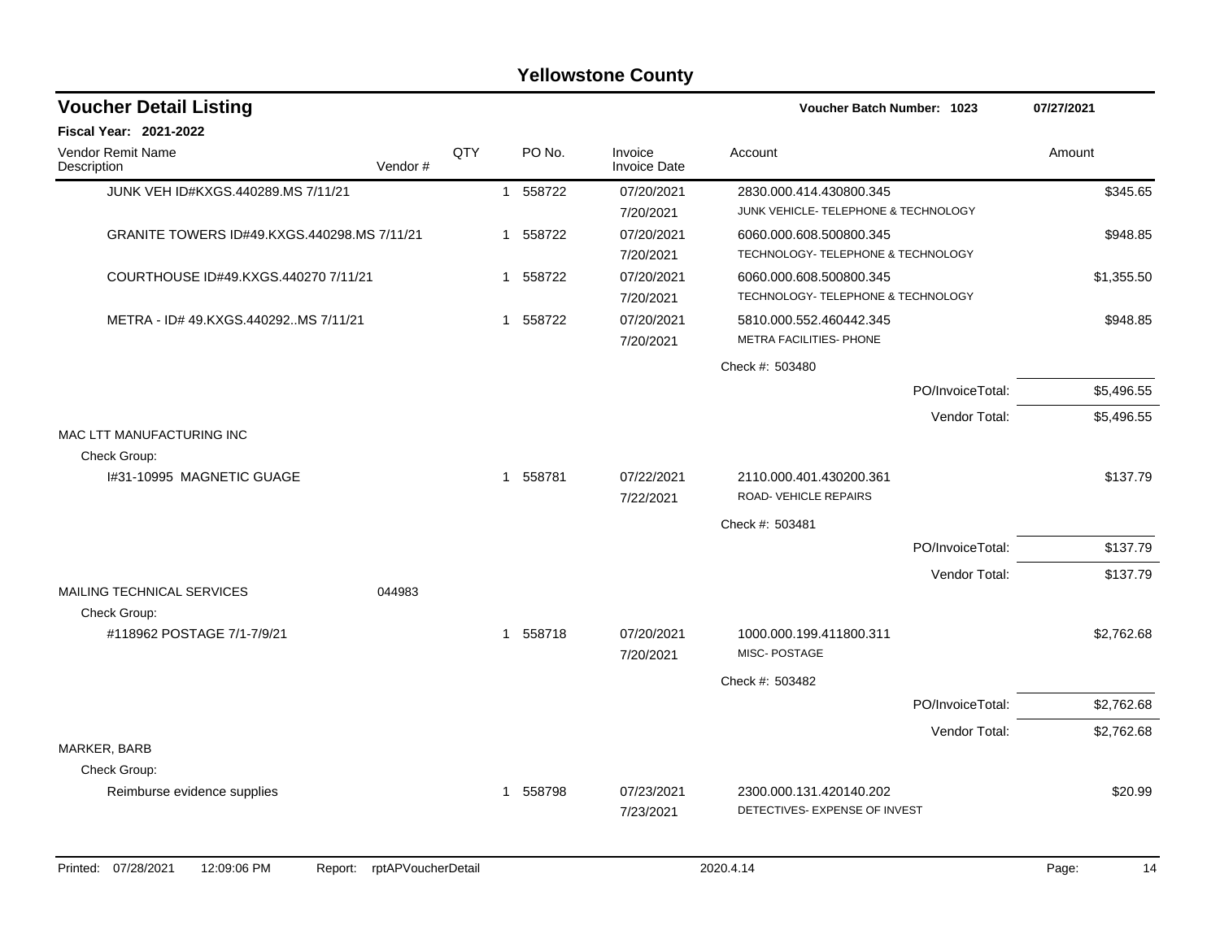# Yellowstone County

## Voucher Detail Listing

**Voucher Batch Number: 1023** | **07/27/2021**

**Fiscal Year: 2021-2022**

| Vendor Remit Name / Description | Vendor # | QTY | PO No. | Invoice / Invoice Date | Account | Amount |
|---|---|---|---|---|---|---|
| JUNK VEH ID#KXGS.440289.MS 7/11/21 | | 1 | 558722 | 07/20/2021 / 7/20/2021 | 2830.000.414.430800.345 JUNK VEHICLE- TELEPHONE & TECHNOLOGY | $345.65 |
| GRANITE TOWERS ID#49.KXGS.440298.MS 7/11/21 | | 1 | 558722 | 07/20/2021 / 7/20/2021 | 6060.000.608.500800.345 TECHNOLOGY- TELEPHONE & TECHNOLOGY | $948.85 |
| COURTHOUSE ID#49.KXGS.440270 7/11/21 | | 1 | 558722 | 07/20/2021 / 7/20/2021 | 6060.000.608.500800.345 TECHNOLOGY- TELEPHONE & TECHNOLOGY | $1,355.50 |
| METRA - ID# 49.KXGS.440292..MS 7/11/21 | | 1 | 558722 | 07/20/2021 / 7/20/2021 | 5810.000.552.460442.345 METRA FACILITIES- PHONE | $948.85 |
| | | | | | Check #: 503480 | |
| | | | | | PO/InvoiceTotal: | $5,496.55 |
| | | | | | Vendor Total: | $5,496.55 |
| MAC LTT MANUFACTURING INC | | | | | | |
| Check Group: | | | | | | |
| I#31-10995 MAGNETIC GUAGE | | 1 | 558781 | 07/22/2021 / 7/22/2021 | 2110.000.401.430200.361 ROAD- VEHICLE REPAIRS | $137.79 |
| | | | | | Check #: 503481 | |
| | | | | | PO/InvoiceTotal: | $137.79 |
| | | | | | Vendor Total: | $137.79 |
| MAILING TECHNICAL SERVICES | 044983 | | | | | |
| Check Group: | | | | | | |
| #118962 POSTAGE 7/1-7/9/21 | | 1 | 558718 | 07/20/2021 / 7/20/2021 | 1000.000.199.411800.311 MISC- POSTAGE | $2,762.68 |
| | | | | | Check #: 503482 | |
| | | | | | PO/InvoiceTotal: | $2,762.68 |
| | | | | | Vendor Total: | $2,762.68 |
| MARKER, BARB | | | | | | |
| Check Group: | | | | | | |
| Reimburse evidence supplies | | 1 | 558798 | 07/23/2021 / 7/23/2021 | 2300.000.131.420140.202 DETECTIVES- EXPENSE OF INVEST | $20.99 |

Printed: 07/28/2021 12:09:06 PM Report: rptAPVoucherDetail 2020.4.14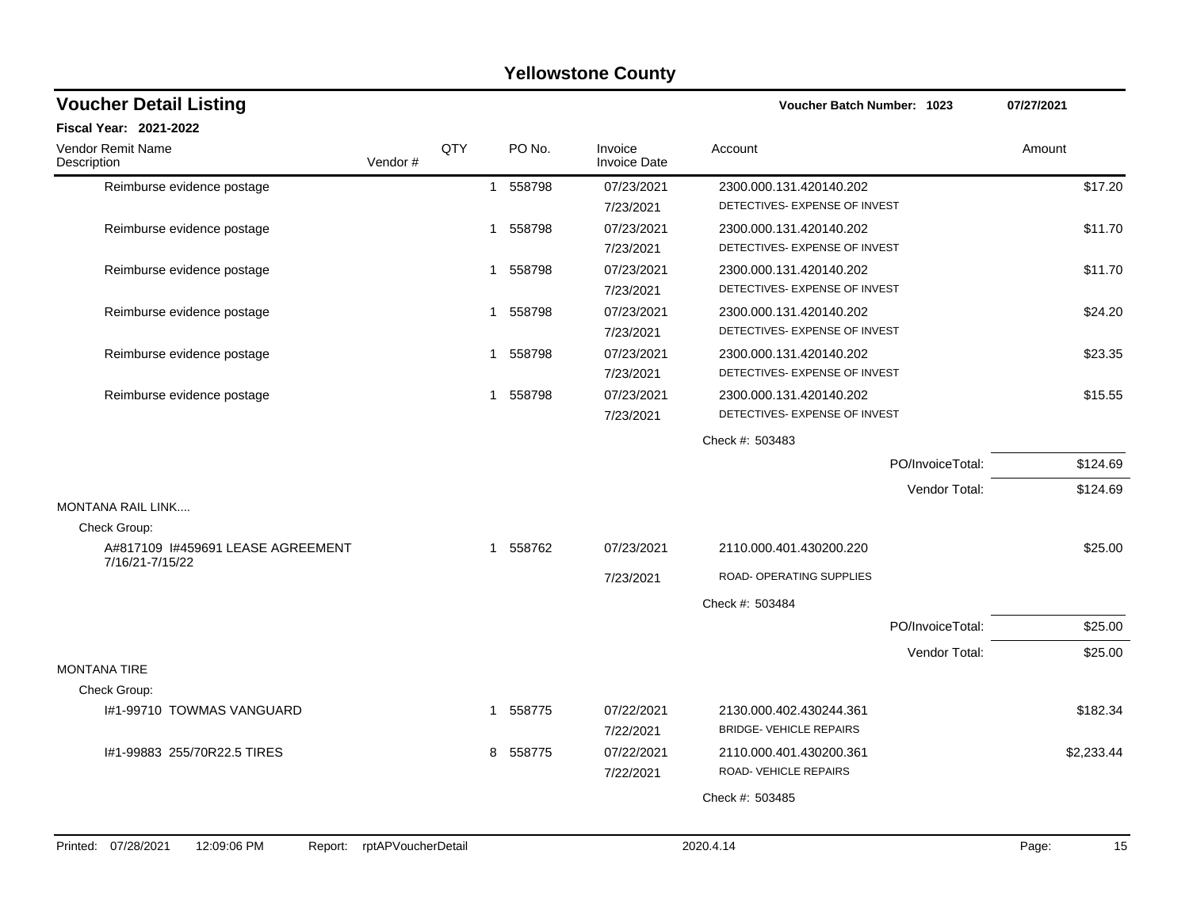# Yellowstone County

## Voucher Detail Listing

**Voucher Batch Number: 1023** 07/27/2021

**Fiscal Year: 2021-2022**

| Vendor Remit Name / Description | Vendor # | QTY | PO No. | Invoice / Invoice Date | Account | Amount |
|---|---|---|---|---|---|---|
| Reimburse evidence postage | | 1 | 558798 | 07/23/2021 / 7/23/2021 | 2300.000.131.420140.202 / DETECTIVES- EXPENSE OF INVEST | $17.20 |
| Reimburse evidence postage | | 1 | 558798 | 07/23/2021 / 7/23/2021 | 2300.000.131.420140.202 / DETECTIVES- EXPENSE OF INVEST | $11.70 |
| Reimburse evidence postage | | 1 | 558798 | 07/23/2021 / 7/23/2021 | 2300.000.131.420140.202 / DETECTIVES- EXPENSE OF INVEST | $11.70 |
| Reimburse evidence postage | | 1 | 558798 | 07/23/2021 / 7/23/2021 | 2300.000.131.420140.202 / DETECTIVES- EXPENSE OF INVEST | $24.20 |
| Reimburse evidence postage | | 1 | 558798 | 07/23/2021 / 7/23/2021 | 2300.000.131.420140.202 / DETECTIVES- EXPENSE OF INVEST | $23.35 |
| Reimburse evidence postage | | 1 | 558798 | 07/23/2021 / 7/23/2021 | 2300.000.131.420140.202 / DETECTIVES- EXPENSE OF INVEST | $15.55 |
| | | | | | Check #: 503483 | |
| | | | | | PO/InvoiceTotal: | $124.69 |
| | | | | | Vendor Total: | $124.69 |
| **MONTANA RAIL LINK....** | | | | | | |
| Check Group: | | | | | | |
| A#817109 I#459691 LEASE AGREEMENT 7/16/21-7/15/22 | | 1 | 558762 | 07/23/2021 / 7/23/2021 | 2110.000.401.430200.220 / ROAD- OPERATING SUPPLIES | $25.00 |
| | | | | | Check #: 503484 | |
| | | | | | PO/InvoiceTotal: | $25.00 |
| | | | | | Vendor Total: | $25.00 |
| **MONTANA TIRE** | | | | | | |
| Check Group: | | | | | | |
| I#1-99710 TOWMAS VANGUARD | | 1 | 558775 | 07/22/2021 / 7/22/2021 | 2130.000.402.430244.361 / BRIDGE- VEHICLE REPAIRS | $182.34 |
| I#1-99883 255/70R22.5 TIRES | | 8 | 558775 | 07/22/2021 / 7/22/2021 | 2110.000.401.430200.361 / ROAD- VEHICLE REPAIRS | $2,233.44 |
| | | | | | Check #: 503485 | |

Printed: 07/28/2021 12:09:06 PM Report: rptAPVoucherDetail 2020.4.14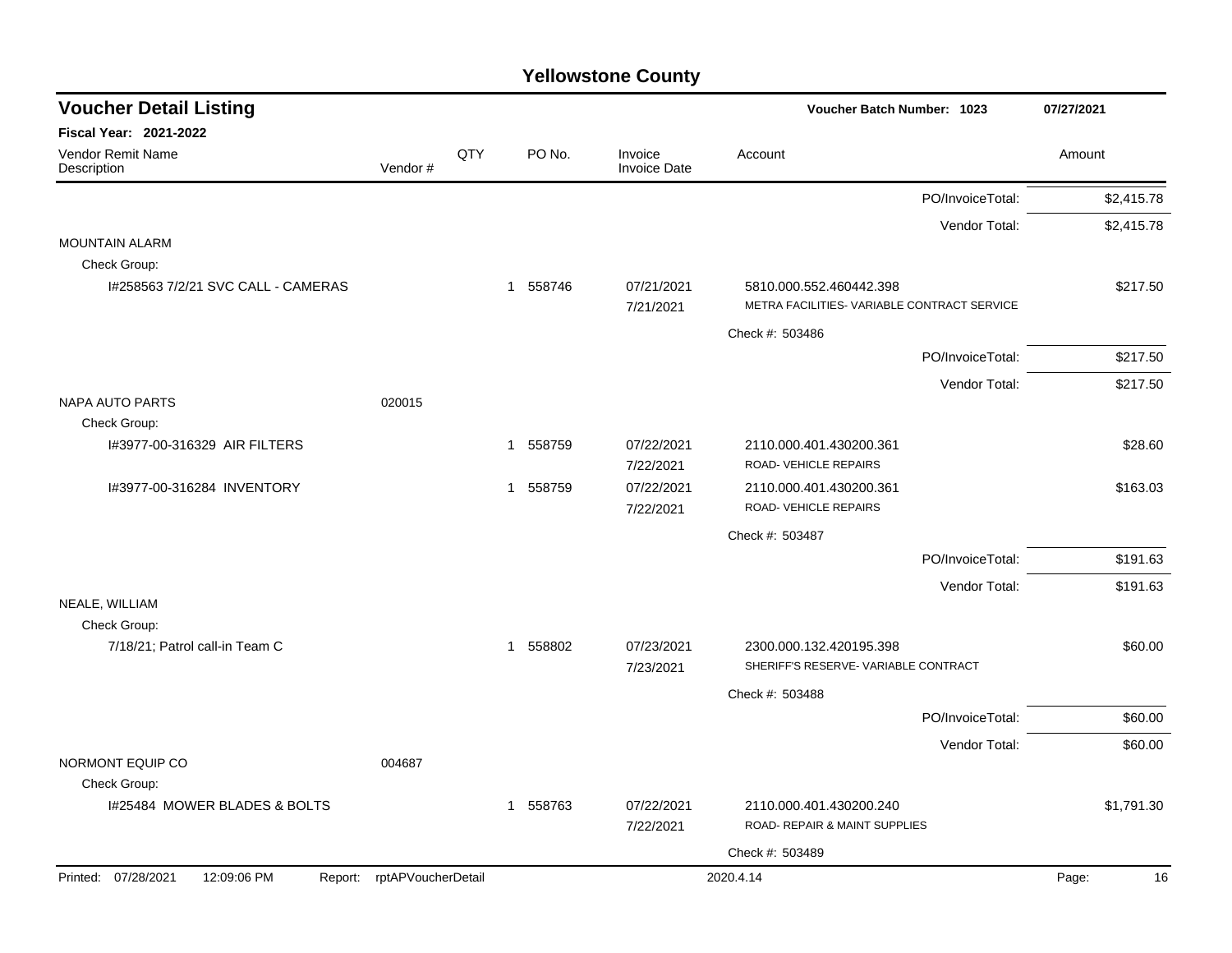# Yellowstone County

## Voucher Detail Listing

**Voucher Batch Number: 1023** 07/27/2021

**Fiscal Year: 2021-2022**

| Vendor Remit Name / Description | Vendor # | QTY | PO No. | Invoice / Invoice Date | Account | Amount |
|---|---|---|---|---|---|---|
| | | | | | PO/InvoiceTotal: | $2,415.78 |
| | | | | | Vendor Total: | $2,415.78 |
| MOUNTAIN ALARM | | | | | | |
| Check Group: | | | | | | |
| I#258563 7/2/21 SVC CALL - CAMERAS | | 1 | 558746 | 07/21/2021<br>7/21/2021 | 5810.000.552.460442.398<br>METRA FACILITIES- VARIABLE CONTRACT SERVICE | $217.50 |
| | | | | | Check #: 503486 | |
| | | | | | PO/InvoiceTotal: | $217.50 |
| | | | | | Vendor Total: | $217.50 |
| NAPA AUTO PARTS | 020015 | | | | | |
| Check Group: | | | | | | |
| I#3977-00-316329 AIR FILTERS | | 1 | 558759 | 07/22/2021<br>7/22/2021 | 2110.000.401.430200.361<br>ROAD- VEHICLE REPAIRS | $28.60 |
| I#3977-00-316284 INVENTORY | | 1 | 558759 | 07/22/2021<br>7/22/2021 | 2110.000.401.430200.361<br>ROAD- VEHICLE REPAIRS | $163.03 |
| | | | | | Check #: 503487 | |
| | | | | | PO/InvoiceTotal: | $191.63 |
| | | | | | Vendor Total: | $191.63 |
| NEALE, WILLIAM | | | | | | |
| Check Group: | | | | | | |
| 7/18/21; Patrol call-in Team C | | 1 | 558802 | 07/23/2021<br>7/23/2021 | 2300.000.132.420195.398<br>SHERIFF'S RESERVE- VARIABLE CONTRACT | $60.00 |
| | | | | | Check #: 503488 | |
| | | | | | PO/InvoiceTotal: | $60.00 |
| | | | | | Vendor Total: | $60.00 |
| NORMONT EQUIP CO | 004687 | | | | | |
| Check Group: | | | | | | |
| I#25484 MOWER BLADES & BOLTS | | 1 | 558763 | 07/22/2021<br>7/22/2021 | 2110.000.401.430200.240<br>ROAD- REPAIR & MAINT SUPPLIES | $1,791.30 |
| | | | | | Check #: 503489 | |

Printed: 07/28/2021 12:09:06 PM Report: rptAPVoucherDetail 2020.4.14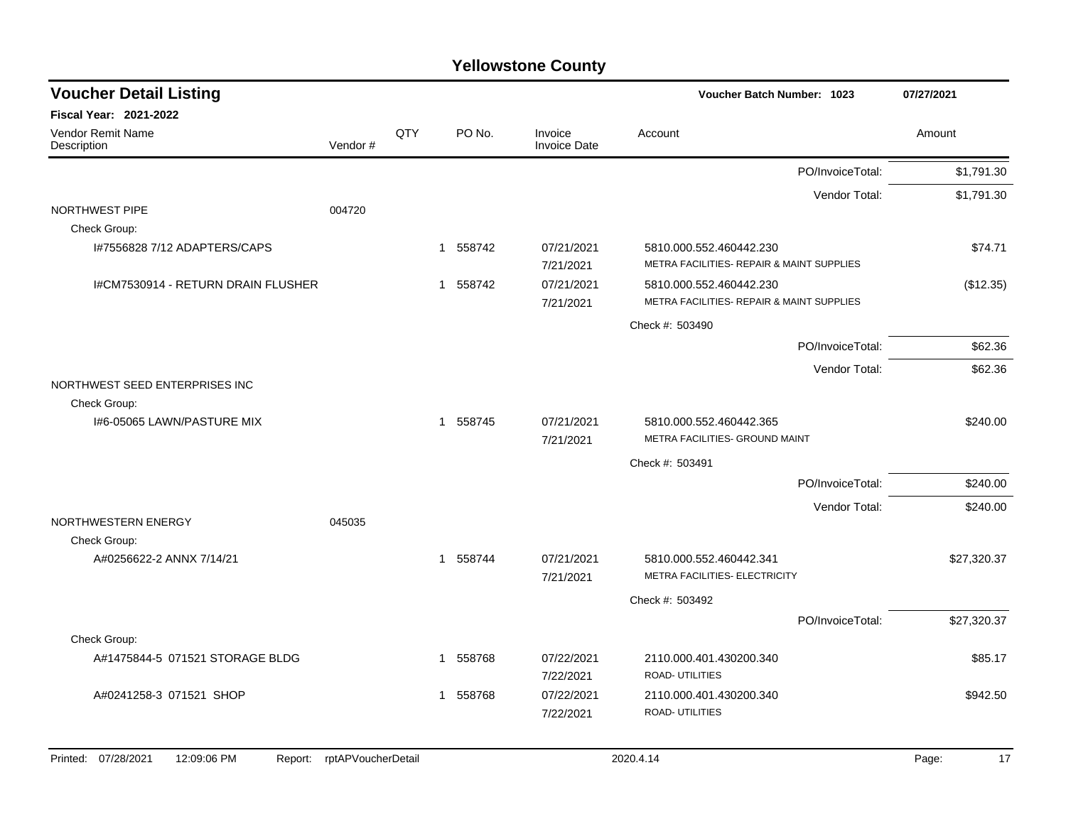# Yellowstone County

## Voucher Detail Listing

**Fiscal Year: 2021-2022**

Voucher Batch Number: 1023 | 07/27/2021

| Vendor Remit Name / Description | Vendor # | QTY | PO No. | Invoice / Invoice Date | Account | Amount |
|---|---|---|---|---|---|---|
| | | | | | PO/InvoiceTotal: | $1,791.30 |
| | | | | | Vendor Total: | $1,791.30 |
| NORTHWEST PIPE | 004720 | | | | | |
| Check Group: | | | | | | |
| I#7556828 7/12 ADAPTERS/CAPS | | 1 | 558742 | 07/21/2021<br>7/21/2021 | 5810.000.552.460442.230<br>METRA FACILITIES- REPAIR & MAINT SUPPLIES | $74.71 |
| I#CM7530914 - RETURN DRAIN FLUSHER | | 1 | 558742 | 07/21/2021<br>7/21/2021 | 5810.000.552.460442.230<br>METRA FACILITIES- REPAIR & MAINT SUPPLIES | ($12.35) |
| | | | | | Check #: 503490 | |
| | | | | | PO/InvoiceTotal: | $62.36 |
| | | | | | Vendor Total: | $62.36 |
| NORTHWEST SEED ENTERPRISES INC | | | | | | |
| Check Group: | | | | | | |
| I#6-05065 LAWN/PASTURE MIX | | 1 | 558745 | 07/21/2021<br>7/21/2021 | 5810.000.552.460442.365<br>METRA FACILITIES- GROUND MAINT | $240.00 |
| | | | | | Check #: 503491 | |
| | | | | | PO/InvoiceTotal: | $240.00 |
| | | | | | Vendor Total: | $240.00 |
| NORTHWESTERN ENERGY | 045035 | | | | | |
| Check Group: | | | | | | |
| A#0256622-2 ANNX 7/14/21 | | 1 | 558744 | 07/21/2021<br>7/21/2021 | 5810.000.552.460442.341<br>METRA FACILITIES- ELECTRICITY | $27,320.37 |
| | | | | | Check #: 503492 | |
| | | | | | PO/InvoiceTotal: | $27,320.37 |
| Check Group: | | | | | | |
| A#1475844-5 071521 STORAGE BLDG | | 1 | 558768 | 07/22/2021<br>7/22/2021 | 2110.000.401.430200.340<br>ROAD- UTILITIES | $85.17 |
| A#0241258-3 071521 SHOP | | 1 | 558768 | 07/22/2021<br>7/22/2021 | 2110.000.401.430200.340<br>ROAD- UTILITIES | $942.50 |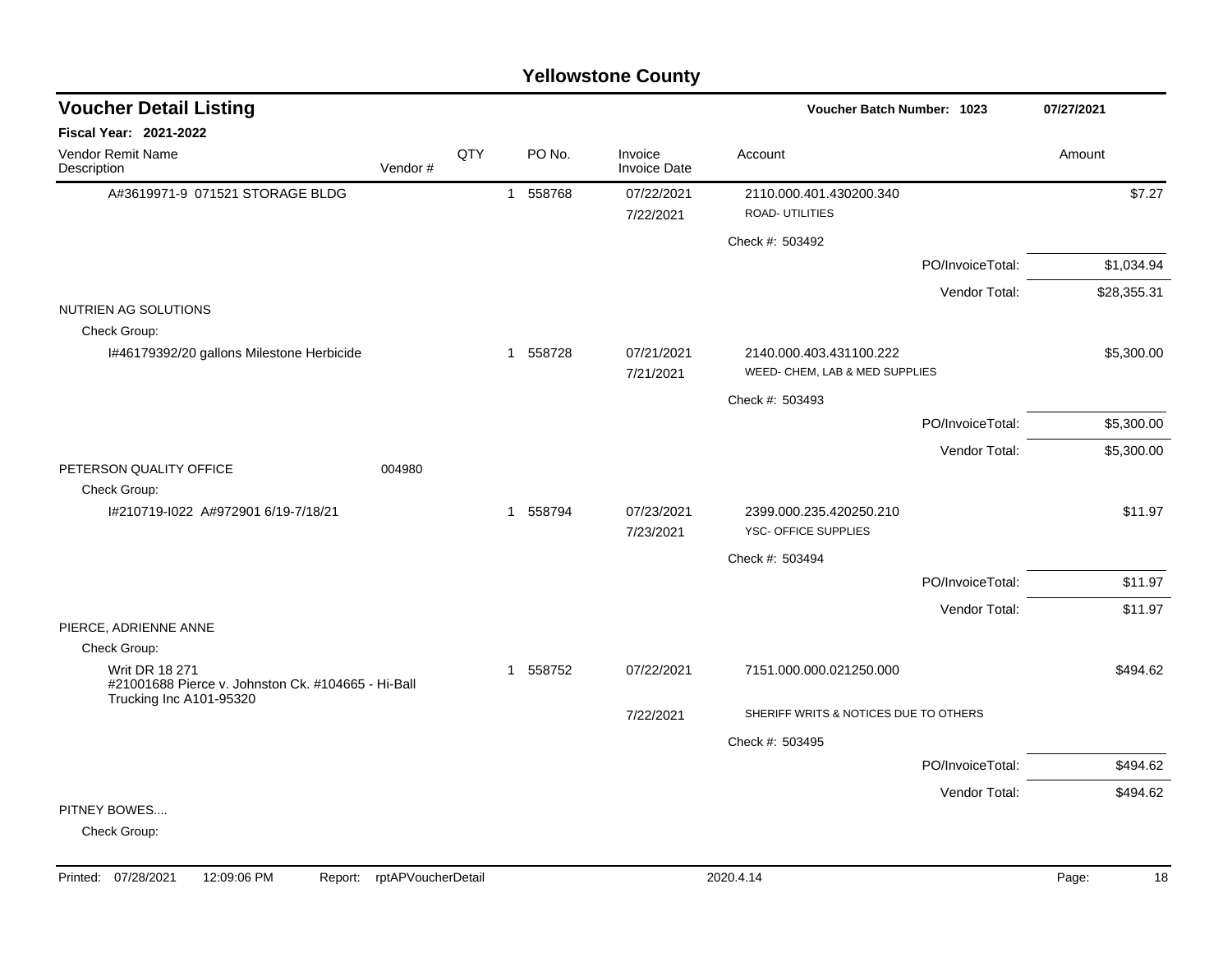# Yellowstone County

## Voucher Detail Listing

**Voucher Batch Number: 1023** — 07/27/2021

**Fiscal Year: 2021-2022**

| Vendor Remit Name / Description | Vendor # | QTY | PO No. | Invoice / Invoice Date | Account | Amount |
|---|---|---|---|---|---|---|
| A#3619971-9 071521 STORAGE BLDG | | 1 | 558768 | 07/22/2021 / 7/22/2021 | 2110.000.401.430200.340 ROAD- UTILITIES | $7.27 |
| | | | | | Check #: 503492 | |
| | | | | | PO/InvoiceTotal: | $1,034.94 |
| | | | | | Vendor Total: | $28,355.31 |
| NUTRIEN AG SOLUTIONS | | | | | | |
| Check Group: | | | | | | |
| I#46179392/20 gallons Milestone Herbicide | | 1 | 558728 | 07/21/2021 / 7/21/2021 | 2140.000.403.431100.222 WEED- CHEM, LAB & MED SUPPLIES | $5,300.00 |
| | | | | | Check #: 503493 | |
| | | | | | PO/InvoiceTotal: | $5,300.00 |
| | | | | | Vendor Total: | $5,300.00 |
| PETERSON QUALITY OFFICE | 004980 | | | | | |
| Check Group: | | | | | | |
| I#210719-I022 A#972901 6/19-7/18/21 | | 1 | 558794 | 07/23/2021 / 7/23/2021 | 2399.000.235.420250.210 YSC- OFFICE SUPPLIES | $11.97 |
| | | | | | Check #: 503494 | |
| | | | | | PO/InvoiceTotal: | $11.97 |
| | | | | | Vendor Total: | $11.97 |
| PIERCE, ADRIENNE ANNE | | | | | | |
| Check Group: | | | | | | |
| Writ DR 18 271 #21001688 Pierce v. Johnston Ck. #104665 - Hi-Ball Trucking Inc A101-95320 | | 1 | 558752 | 07/22/2021 / 7/22/2021 | 7151.000.000.021250.000 SHERIFF WRITS & NOTICES DUE TO OTHERS | $494.62 |
| | | | | | Check #: 503495 | |
| | | | | | PO/InvoiceTotal: | $494.62 |
| | | | | | Vendor Total: | $494.62 |
| PITNEY BOWES.... | | | | | | |
| Check Group: | | | | | | |

Printed: 07/28/2021 12:09:06 PM Report: rptAPVoucherDetail 2020.4.14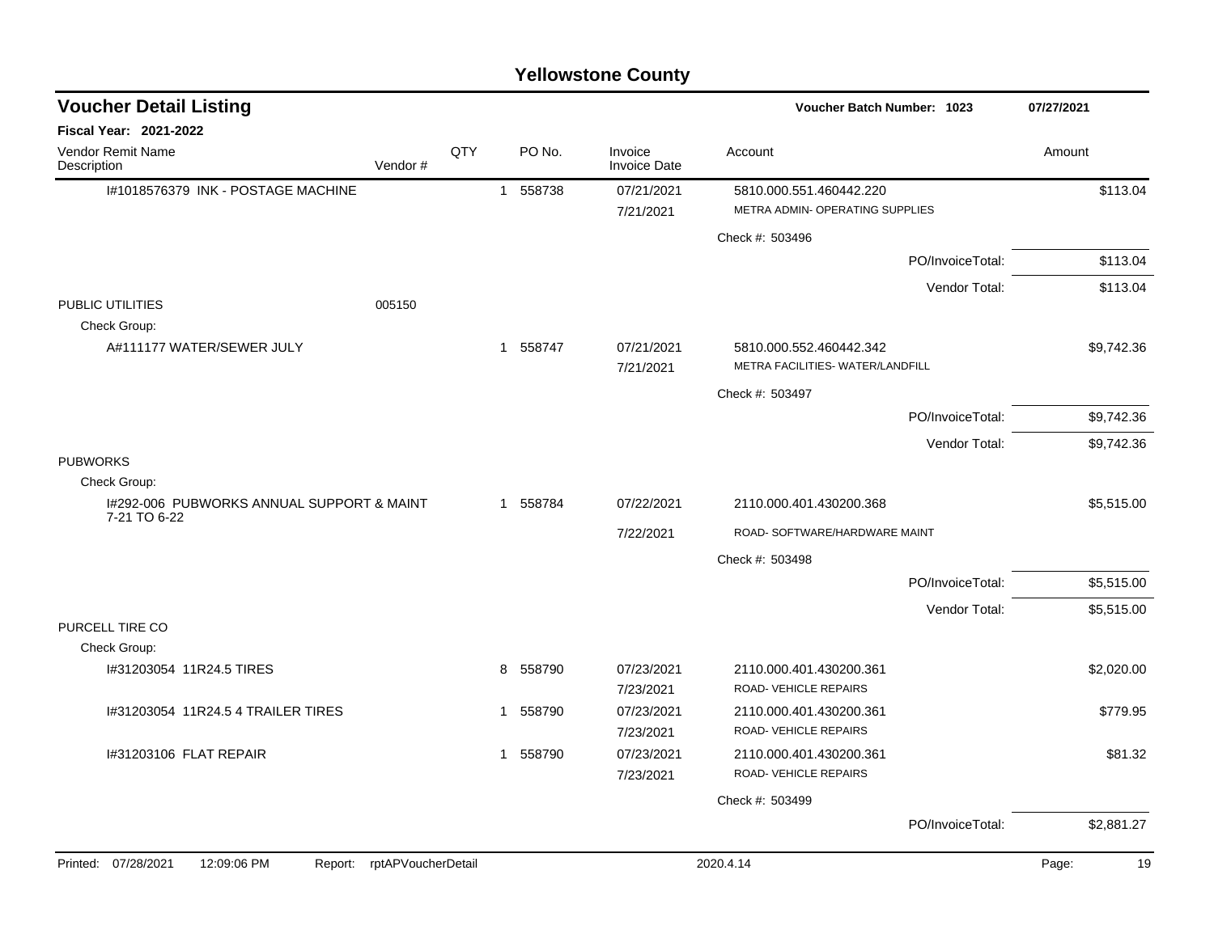# Yellowstone County

## Voucher Detail Listing

**Voucher Batch Number: 1023** — 07/27/2021

**Fiscal Year: 2021-2022**

| Vendor Remit Name / Description | Vendor # | QTY | PO No. | Invoice / Invoice Date | Account | Amount |
|---|---|---|---|---|---|---|
| I#1018576379 INK - POSTAGE MACHINE | | 1 | 558738 | 07/21/2021<br>7/21/2021 | 5810.000.551.460442.220<br>METRA ADMIN- OPERATING SUPPLIES | $113.04 |
| | | | | | Check #: 503496 | |
| | | | | | PO/InvoiceTotal: | $113.04 |
| | | | | | Vendor Total: | $113.04 |
| PUBLIC UTILITIES | 005150 | | | | | |
| Check Group: | | | | | | |
| A#111177 WATER/SEWER JULY | | 1 | 558747 | 07/21/2021<br>7/21/2021 | 5810.000.552.460442.342<br>METRA FACILITIES- WATER/LANDFILL | $9,742.36 |
| | | | | | Check #: 503497 | |
| | | | | | PO/InvoiceTotal: | $9,742.36 |
| | | | | | Vendor Total: | $9,742.36 |
| PUBWORKS | | | | | | |
| Check Group: | | | | | | |
| I#292-006 PUBWORKS ANNUAL SUPPORT & MAINT 7-21 TO 6-22 | | 1 | 558784 | 07/22/2021<br>7/22/2021 | 2110.000.401.430200.368<br>ROAD- SOFTWARE/HARDWARE MAINT | $5,515.00 |
| | | | | | Check #: 503498 | |
| | | | | | PO/InvoiceTotal: | $5,515.00 |
| | | | | | Vendor Total: | $5,515.00 |
| PURCELL TIRE CO | | | | | | |
| Check Group: | | | | | | |
| I#31203054 11R24.5 TIRES | | 8 | 558790 | 07/23/2021<br>7/23/2021 | 2110.000.401.430200.361<br>ROAD- VEHICLE REPAIRS | $2,020.00 |
| I#31203054 11R24.5 4 TRAILER TIRES | | 1 | 558790 | 07/23/2021<br>7/23/2021 | 2110.000.401.430200.361<br>ROAD- VEHICLE REPAIRS | $779.95 |
| I#31203106 FLAT REPAIR | | 1 | 558790 | 07/23/2021<br>7/23/2021 | 2110.000.401.430200.361<br>ROAD- VEHICLE REPAIRS | $81.32 |
| | | | | | Check #: 503499 | |
| | | | | | PO/InvoiceTotal: | $2,881.27 |

Printed: 07/28/2021 12:09:06 PM Report: rptAPVoucherDetail 2020.4.14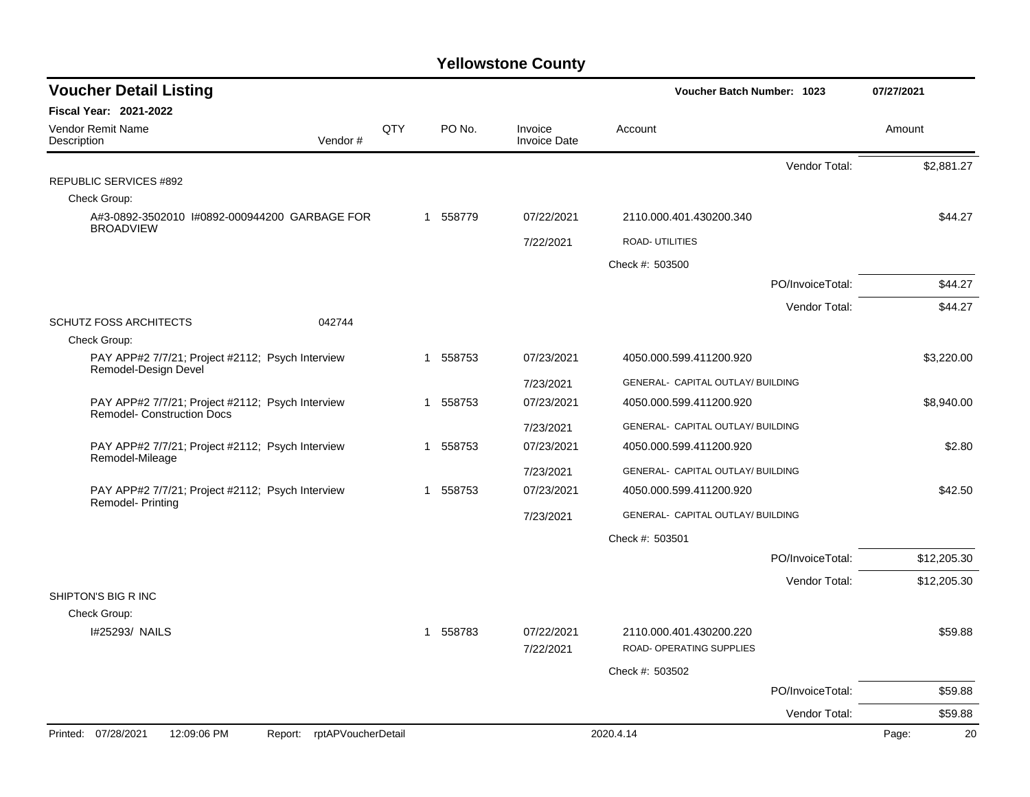# Yellowstone County

## Voucher Detail Listing

**Voucher Batch Number: 1023** — 07/27/2021

**Fiscal Year: 2021-2022**

| Vendor Remit Name / Description | Vendor # | QTY | PO No. | Invoice / Invoice Date | Account | Amount |
|---|---|---|---|---|---|---|
| | | | | | Vendor Total: | $2,881.27 |
| REPUBLIC SERVICES #892 | | | | | | |
| Check Group: | | | | | | |
| A#3-0892-3502010 I#0892-000944200 GARBAGE FOR BROADVIEW | | 1 | 558779 | 07/22/2021 | 2110.000.401.430200.340 | $44.27 |
| | | | | 7/22/2021 | ROAD- UTILITIES | |
| | | | | | Check #: 503500 | |
| | | | | | PO/InvoiceTotal: | $44.27 |
| | | | | | Vendor Total: | $44.27 |
| SCHUTZ FOSS ARCHITECTS | 042744 | | | | | |
| Check Group: | | | | | | |
| PAY APP#2 7/7/21; Project #2112; Psych Interview Remodel-Design Devel | | 1 | 558753 | 07/23/2021 | 4050.000.599.411200.920 | $3,220.00 |
| | | | | 7/23/2021 | GENERAL- CAPITAL OUTLAY/ BUILDING | |
| PAY APP#2 7/7/21; Project #2112; Psych Interview Remodel- Construction Docs | | 1 | 558753 | 07/23/2021 | 4050.000.599.411200.920 | $8,940.00 |
| | | | | 7/23/2021 | GENERAL- CAPITAL OUTLAY/ BUILDING | |
| PAY APP#2 7/7/21; Project #2112; Psych Interview Remodel-Mileage | | 1 | 558753 | 07/23/2021 | 4050.000.599.411200.920 | $2.80 |
| | | | | 7/23/2021 | GENERAL- CAPITAL OUTLAY/ BUILDING | |
| PAY APP#2 7/7/21; Project #2112; Psych Interview Remodel- Printing | | 1 | 558753 | 07/23/2021 | 4050.000.599.411200.920 | $42.50 |
| | | | | 7/23/2021 | GENERAL- CAPITAL OUTLAY/ BUILDING | |
| | | | | | Check #: 503501 | |
| | | | | | PO/InvoiceTotal: | $12,205.30 |
| | | | | | Vendor Total: | $12,205.30 |
| SHIPTON'S BIG R INC | | | | | | |
| Check Group: | | | | | | |
| I#25293/ NAILS | | 1 | 558783 | 07/22/2021 | 2110.000.401.430200.220 | $59.88 |
| | | | | 7/22/2021 | ROAD- OPERATING SUPPLIES | |
| | | | | | Check #: 503502 | |
| | | | | | PO/InvoiceTotal: | $59.88 |
| | | | | | Vendor Total: | $59.88 |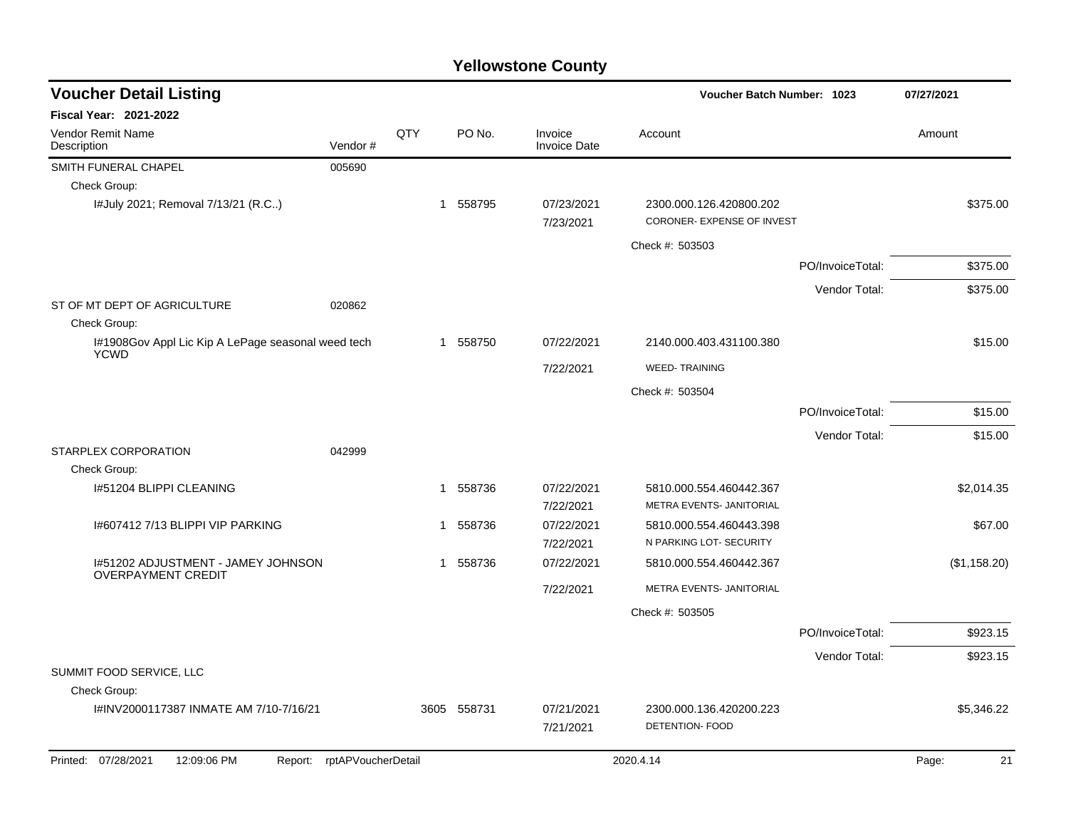# Yellowstone County

## Voucher Detail Listing

**Voucher Batch Number: 1023** | **07/27/2021**

**Fiscal Year: 2021-2022**

| Vendor Remit Name / Description | Vendor # | QTY | PO No. | Invoice / Invoice Date | Account | | Amount |
|---|---|---|---|---|---|---|---|
| SMITH FUNERAL CHAPEL | 005690 | | | | | | |
| Check Group: | | | | | | | |
| I#July 2021; Removal 7/13/21 (R.C..) | | 1 | 558795 | 07/23/2021 | 2300.000.126.420800.202 | | $375.00 |
| | | | | 7/23/2021 | CORONER- EXPENSE OF INVEST | | |
| | | | | | Check #: 503503 | | |
| | | | | | | PO/InvoiceTotal: | $375.00 |
| | | | | | | Vendor Total: | $375.00 |
| ST OF MT DEPT OF AGRICULTURE | 020862 | | | | | | |
| Check Group: | | | | | | | |
| I#1908Gov Appl Lic Kip A LePage seasonal weed tech YCWD | | 1 | 558750 | 07/22/2021 | 2140.000.403.431100.380 | | $15.00 |
| | | | | 7/22/2021 | WEED- TRAINING | | |
| | | | | | Check #: 503504 | | |
| | | | | | | PO/InvoiceTotal: | $15.00 |
| | | | | | | Vendor Total: | $15.00 |
| STARPLEX CORPORATION | 042999 | | | | | | |
| Check Group: | | | | | | | |
| I#51204 BLIPPI CLEANING | | 1 | 558736 | 07/22/2021 | 5810.000.554.460442.367 | | $2,014.35 |
| | | | | 7/22/2021 | METRA EVENTS- JANITORIAL | | |
| I#607412 7/13 BLIPPI VIP PARKING | | 1 | 558736 | 07/22/2021 | 5810.000.554.460443.398 | | $67.00 |
| | | | | 7/22/2021 | N PARKING LOT- SECURITY | | |
| I#51202 ADJUSTMENT - JAMEY JOHNSON OVERPAYMENT CREDIT | | 1 | 558736 | 07/22/2021 | 5810.000.554.460442.367 | | ($1,158.20) |
| | | | | 7/22/2021 | METRA EVENTS- JANITORIAL | | |
| | | | | | Check #: 503505 | | |
| | | | | | | PO/InvoiceTotal: | $923.15 |
| | | | | | | Vendor Total: | $923.15 |
| SUMMIT FOOD SERVICE, LLC | | | | | | | |
| Check Group: | | | | | | | |
| I#INV2000117387 INMATE AM 7/10-7/16/21 | | 3605 | 558731 | 07/21/2021 | 2300.000.136.420200.223 | | $5,346.22 |
| | | | | 7/21/2021 | DETENTION- FOOD | | |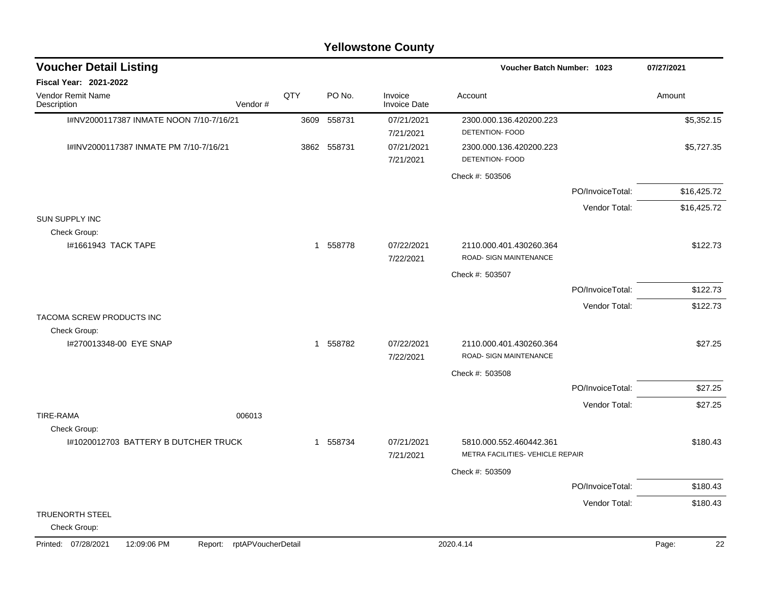# Yellowstone County

## Voucher Detail Listing

**Voucher Batch Number: 1023** — 07/27/2021

**Fiscal Year: 2021-2022**

| Vendor Remit Name / Description | Vendor # | QTY | PO No. | Invoice / Invoice Date | Account | Amount |
|---|---|---|---|---|---|---|
| I#NV2000117387 INMATE NOON 7/10-7/16/21 | | 3609 | 558731 | 07/21/2021<br>7/21/2021 | 2300.000.136.420200.223<br>DETENTION- FOOD | $5,352.15 |
| I#INV2000117387 INMATE PM 7/10-7/16/21 | | 3862 | 558731 | 07/21/2021<br>7/21/2021 | 2300.000.136.420200.223<br>DETENTION- FOOD | $5,727.35 |
| | | | | | Check #: 503506 | |
| | | | | | PO/InvoiceTotal: | $16,425.72 |
| | | | | | Vendor Total: | $16,425.72 |
| SUN SUPPLY INC | | | | | | |
| Check Group: | | | | | | |
| I#1661943 TACK TAPE | | 1 | 558778 | 07/22/2021<br>7/22/2021 | 2110.000.401.430260.364<br>ROAD- SIGN MAINTENANCE | $122.73 |
| | | | | | Check #: 503507 | |
| | | | | | PO/InvoiceTotal: | $122.73 |
| | | | | | Vendor Total: | $122.73 |
| TACOMA SCREW PRODUCTS INC | | | | | | |
| Check Group: | | | | | | |
| I#270013348-00 EYE SNAP | | 1 | 558782 | 07/22/2021<br>7/22/2021 | 2110.000.401.430260.364<br>ROAD- SIGN MAINTENANCE | $27.25 |
| | | | | | Check #: 503508 | |
| | | | | | PO/InvoiceTotal: | $27.25 |
| | | | | | Vendor Total: | $27.25 |
| TIRE-RAMA | 006013 | | | | | |
| Check Group: | | | | | | |
| I#1020012703 BATTERY B DUTCHER TRUCK | | 1 | 558734 | 07/21/2021<br>7/21/2021 | 5810.000.552.460442.361<br>METRA FACILITIES- VEHICLE REPAIR | $180.43 |
| | | | | | Check #: 503509 | |
| | | | | | PO/InvoiceTotal: | $180.43 |
| | | | | | Vendor Total: | $180.43 |
| TRUENORTH STEEL | | | | | | |
| Check Group: | | | | | | |

Printed: 07/28/2021 12:09:06 PM Report: rptAPVoucherDetail 2020.4.14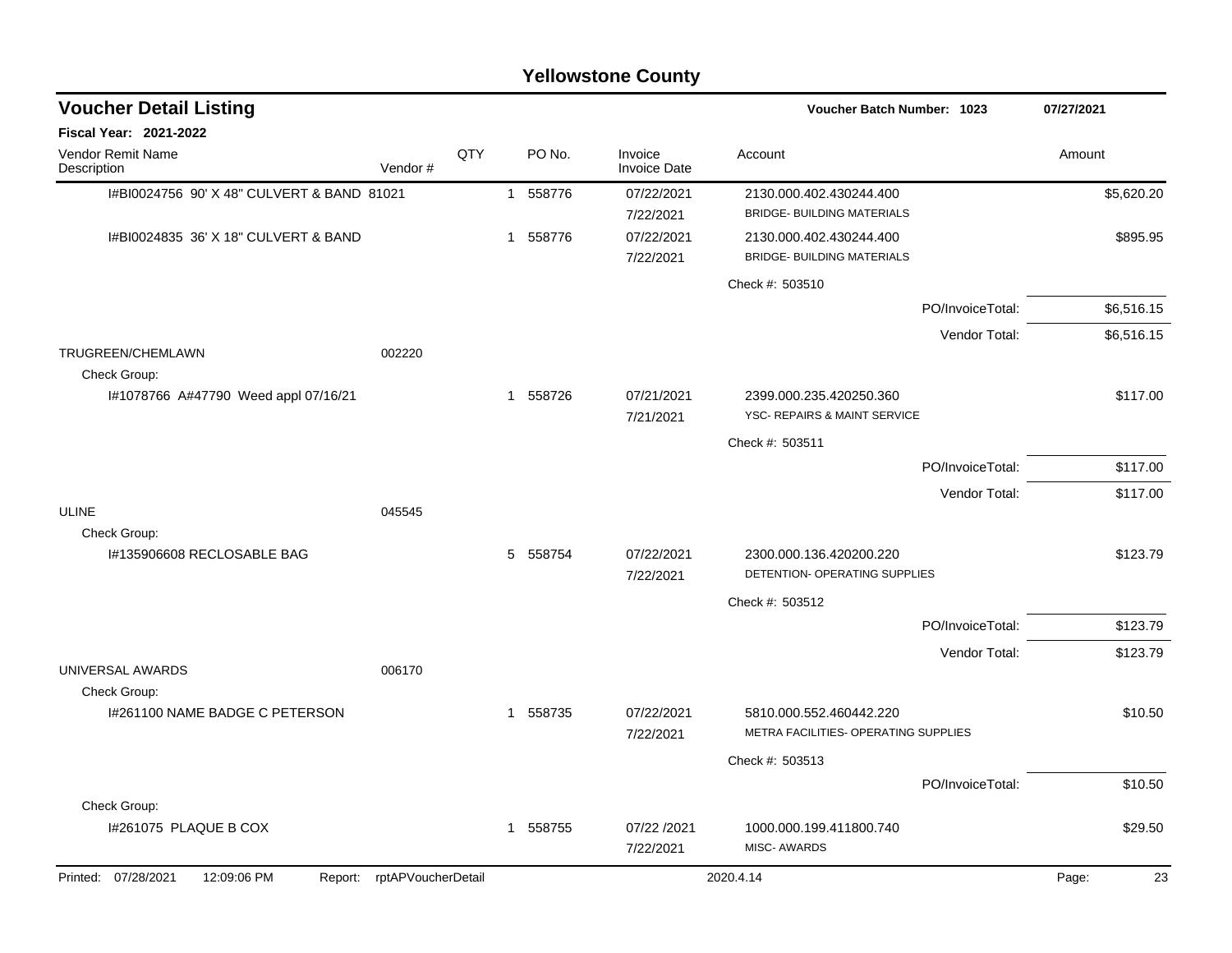# Yellowstone County

## Voucher Detail Listing

**Voucher Batch Number: 1023** — 07/27/2021

**Fiscal Year: 2021-2022**

| Vendor Remit Name / Description | Vendor # | QTY | PO No. | Invoice / Invoice Date | Account | Amount |
|---|---|---|---|---|---|---|
| I#BI0024756 90' X 48" CULVERT & BAND | 81021 | 1 | 558776 | 07/22/2021<br>7/22/2021 | 2130.000.402.430244.400<br>BRIDGE- BUILDING MATERIALS | $5,620.20 |
| I#BI0024835 36' X 18" CULVERT & BAND | | 1 | 558776 | 07/22/2021<br>7/22/2021 | 2130.000.402.430244.400<br>BRIDGE- BUILDING MATERIALS | $895.95 |
| | | | | | Check #: 503510 | |
| | | | | | PO/InvoiceTotal: | $6,516.15 |
| | | | | | Vendor Total: | $6,516.15 |
| TRUGREEN/CHEMLAWN | 002220 | | | | | |
| Check Group: | | | | | | |
| I#1078766 A#47790 Weed appl 07/16/21 | | 1 | 558726 | 07/21/2021<br>7/21/2021 | 2399.000.235.420250.360<br>YSC- REPAIRS & MAINT SERVICE | $117.00 |
| | | | | | Check #: 503511 | |
| | | | | | PO/InvoiceTotal: | $117.00 |
| | | | | | Vendor Total: | $117.00 |
| ULINE | 045545 | | | | | |
| Check Group: | | | | | | |
| I#135906608 RECLOSABLE BAG | | 5 | 558754 | 07/22/2021<br>7/22/2021 | 2300.000.136.420200.220<br>DETENTION- OPERATING SUPPLIES | $123.79 |
| | | | | | Check #: 503512 | |
| | | | | | PO/InvoiceTotal: | $123.79 |
| | | | | | Vendor Total: | $123.79 |
| UNIVERSAL AWARDS | 006170 | | | | | |
| Check Group: | | | | | | |
| I#261100 NAME BADGE C PETERSON | | 1 | 558735 | 07/22/2021<br>7/22/2021 | 5810.000.552.460442.220<br>METRA FACILITIES- OPERATING SUPPLIES | $10.50 |
| | | | | | Check #: 503513 | |
| | | | | | PO/InvoiceTotal: | $10.50 |
| Check Group: | | | | | | |
| I#261075 PLAQUE B COX | | 1 | 558755 | 07/22 /2021<br>7/22/2021 | 1000.000.199.411800.740<br>MISC- AWARDS | $29.50 |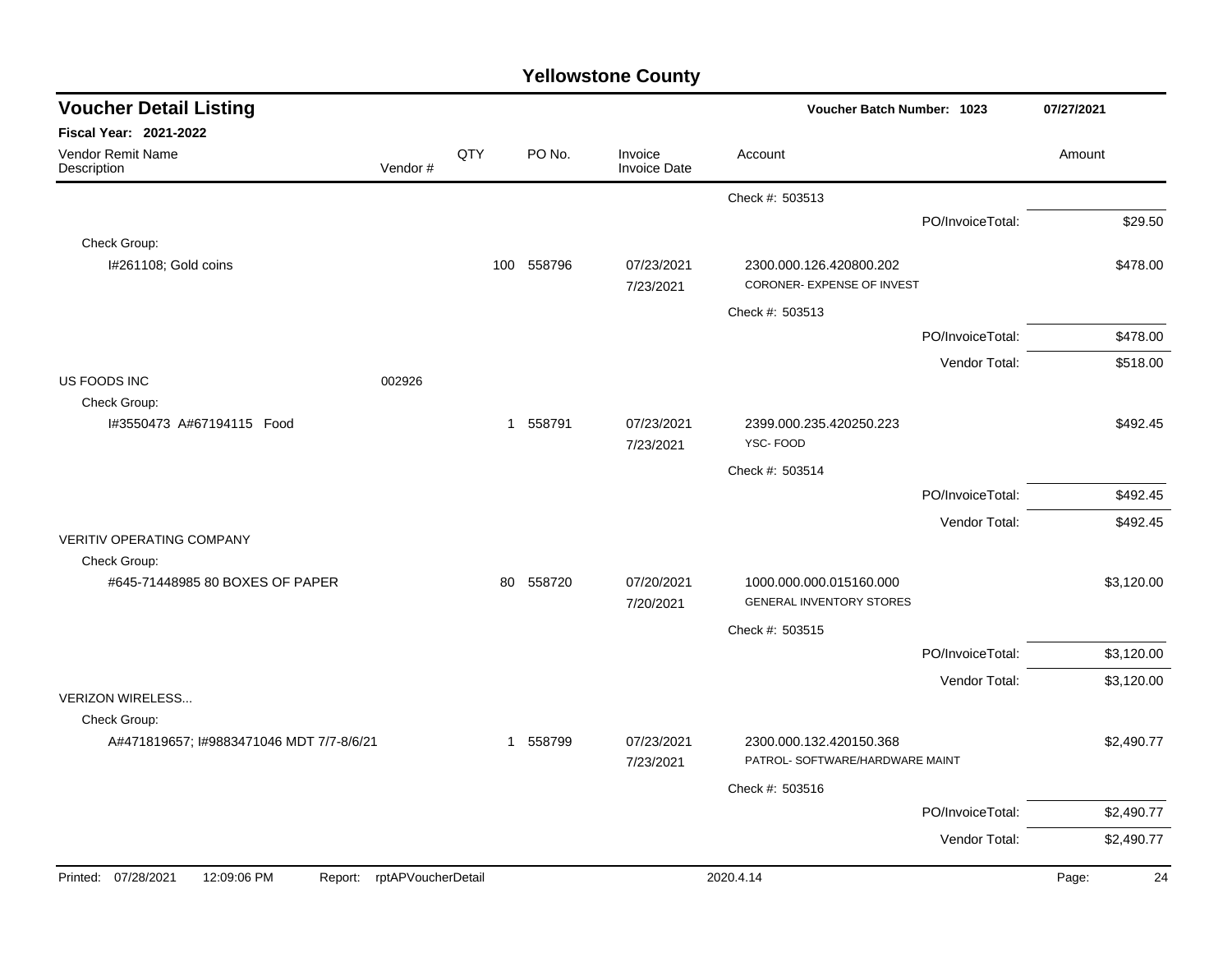# Yellowstone County

## Voucher Detail Listing

**Voucher Batch Number: 1023** **07/27/2021**

**Fiscal Year: 2021-2022**

| Vendor Remit Name / Description | Vendor # | QTY | PO No. | Invoice / Invoice Date | Account | Amount |
|---|---|---|---|---|---|---|
| | | | | | Check #: 503513 | |
| | | | | | PO/InvoiceTotal: | $29.50 |
| Check Group: | | | | | | |
| I#261108; Gold coins | | 100 | 558796 | 07/23/2021<br>7/23/2021 | 2300.000.126.420800.202<br>CORONER- EXPENSE OF INVEST | $478.00 |
| | | | | | Check #: 503513 | |
| | | | | | PO/InvoiceTotal: | $478.00 |
| | | | | | Vendor Total: | $518.00 |
| US FOODS INC | 002926 | | | | | |
| Check Group: | | | | | | |
| I#3550473 A#67194115 Food | | 1 | 558791 | 07/23/2021<br>7/23/2021 | 2399.000.235.420250.223<br>YSC- FOOD | $492.45 |
| | | | | | Check #: 503514 | |
| | | | | | PO/InvoiceTotal: | $492.45 |
| | | | | | Vendor Total: | $492.45 |
| VERITIV OPERATING COMPANY | | | | | | |
| Check Group: | | | | | | |
| #645-71448985 80 BOXES OF PAPER | | 80 | 558720 | 07/20/2021<br>7/20/2021 | 1000.000.000.015160.000<br>GENERAL INVENTORY STORES | $3,120.00 |
| | | | | | Check #: 503515 | |
| | | | | | PO/InvoiceTotal: | $3,120.00 |
| | | | | | Vendor Total: | $3,120.00 |
| VERIZON WIRELESS... | | | | | | |
| Check Group: | | | | | | |
| A#471819657; I#9883471046 MDT 7/7-8/6/21 | | 1 | 558799 | 07/23/2021<br>7/23/2021 | 2300.000.132.420150.368<br>PATROL- SOFTWARE/HARDWARE MAINT | $2,490.77 |
| | | | | | Check #: 503516 | |
| | | | | | PO/InvoiceTotal: | $2,490.77 |
| | | | | | Vendor Total: | $2,490.77 |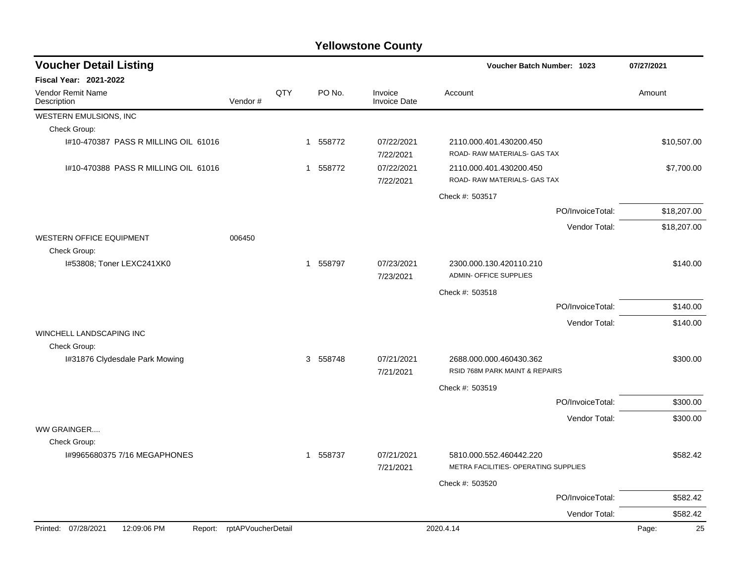# Yellowstone County

## Voucher Detail Listing

**Voucher Batch Number: 1023** | **07/27/2021**

**Fiscal Year: 2021-2022**

| Vendor Remit Name / Description | Vendor # | QTY | PO No. | Invoice / Invoice Date | Account | Amount |
|---|---|---|---|---|---|---|
| WESTERN EMULSIONS, INC | | | | | | |
| Check Group: | | | | | | |
| I#10-470387 PASS R MILLING OIL 61016 | | 1 | 558772 | 07/22/2021<br>7/22/2021 | 2110.000.401.430200.450<br>ROAD- RAW MATERIALS- GAS TAX | $10,507.00 |
| I#10-470388 PASS R MILLING OIL 61016 | | 1 | 558772 | 07/22/2021<br>7/22/2021 | 2110.000.401.430200.450<br>ROAD- RAW MATERIALS- GAS TAX | $7,700.00 |
| | | | | | Check #: 503517 | |
| | | | | | PO/InvoiceTotal: | $18,207.00 |
| | | | | | Vendor Total: | $18,207.00 |
| WESTERN OFFICE EQUIPMENT | 006450 | | | | | |
| Check Group: | | | | | | |
| I#53808; Toner LEXC241XK0 | | 1 | 558797 | 07/23/2021<br>7/23/2021 | 2300.000.130.420110.210<br>ADMIN- OFFICE SUPPLIES | $140.00 |
| | | | | | Check #: 503518 | |
| | | | | | PO/InvoiceTotal: | $140.00 |
| | | | | | Vendor Total: | $140.00 |
| WINCHELL LANDSCAPING INC | | | | | | |
| Check Group: | | | | | | |
| I#31876 Clydesdale Park Mowing | | 3 | 558748 | 07/21/2021<br>7/21/2021 | 2688.000.000.460430.362<br>RSID 768M PARK MAINT & REPAIRS | $300.00 |
| | | | | | Check #: 503519 | |
| | | | | | PO/InvoiceTotal: | $300.00 |
| | | | | | Vendor Total: | $300.00 |
| WW GRAINGER.... | | | | | | |
| Check Group: | | | | | | |
| I#9965680375 7/16 MEGAPHONES | | 1 | 558737 | 07/21/2021<br>7/21/2021 | 5810.000.552.460442.220<br>METRA FACILITIES- OPERATING SUPPLIES | $582.42 |
| | | | | | Check #: 503520 | |
| | | | | | PO/InvoiceTotal: | $582.42 |
| | | | | | Vendor Total: | $582.42 |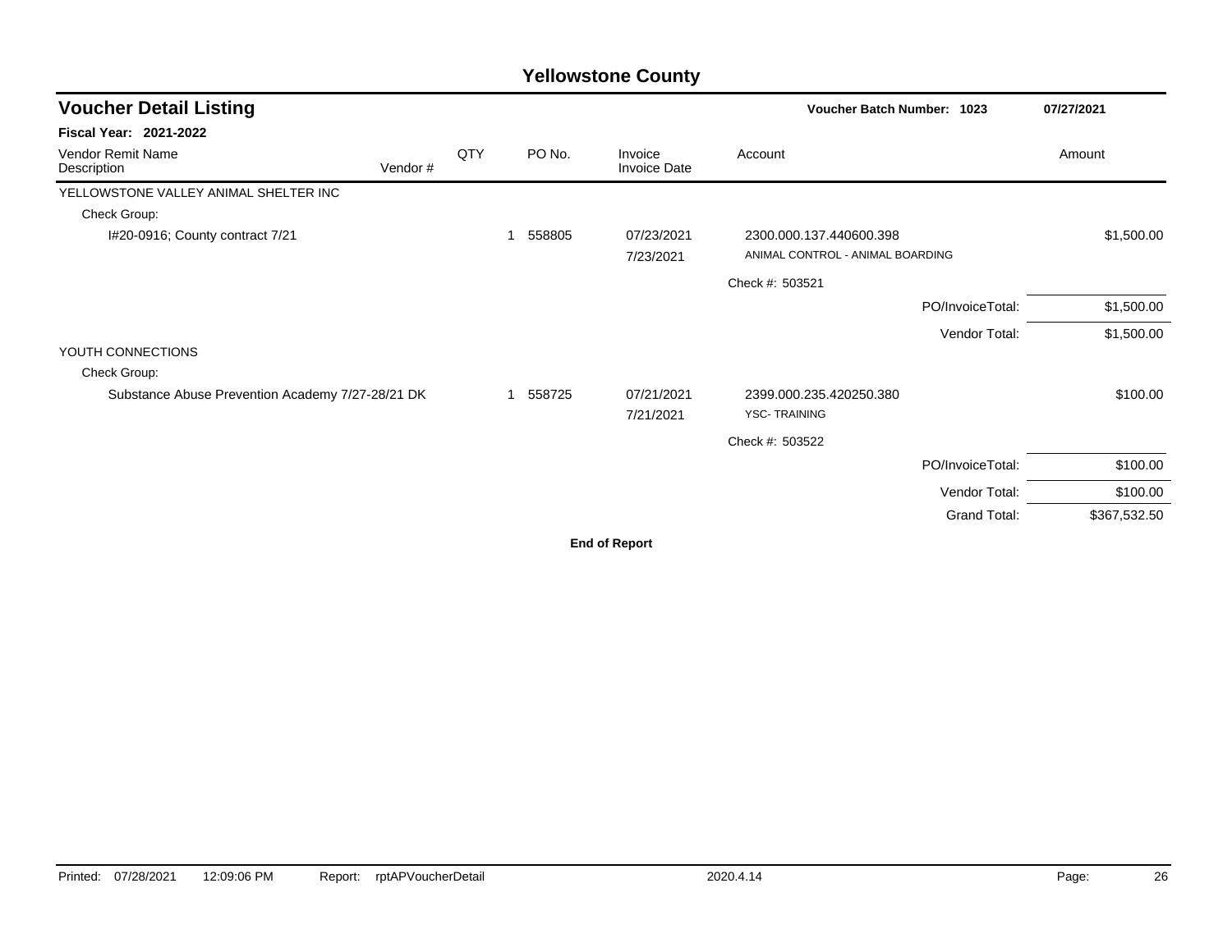# Yellowstone County

## Voucher Detail Listing

**Voucher Batch Number: 1023** **07/27/2021**

**Fiscal Year: 2021-2022**

| Vendor Remit Name / Description | Vendor # | QTY | PO No. | Invoice / Invoice Date | Account | Amount |
|---|---|---|---|---|---|---|
| YELLOWSTONE VALLEY ANIMAL SHELTER INC | | | | | | |
| Check Group: | | | | | | |
| I#20-0916; County contract 7/21 | | 1 | 558805 | 07/23/2021<br>7/23/2021 | 2300.000.137.440600.398<br>ANIMAL CONTROL - ANIMAL BOARDING | $1,500.00 |
| | | | | | Check #: 503521 | |
| | | | | | PO/InvoiceTotal: | $1,500.00 |
| | | | | | Vendor Total: | $1,500.00 |
| YOUTH CONNECTIONS | | | | | | |
| Check Group: | | | | | | |
| Substance Abuse Prevention Academy 7/27-28/21 DK | | 1 | 558725 | 07/21/2021<br>7/21/2021 | 2399.000.235.420250.380<br>YSC- TRAINING | $100.00 |
| | | | | | Check #: 503522 | |
| | | | | | PO/InvoiceTotal: | $100.00 |
| | | | | | Vendor Total: | $100.00 |
| | | | | | Grand Total: | $367,532.50 |

**End of Report**

Printed: 07/28/2021 12:09:06 PM Report: rptAPVoucherDetail 2020.4.14